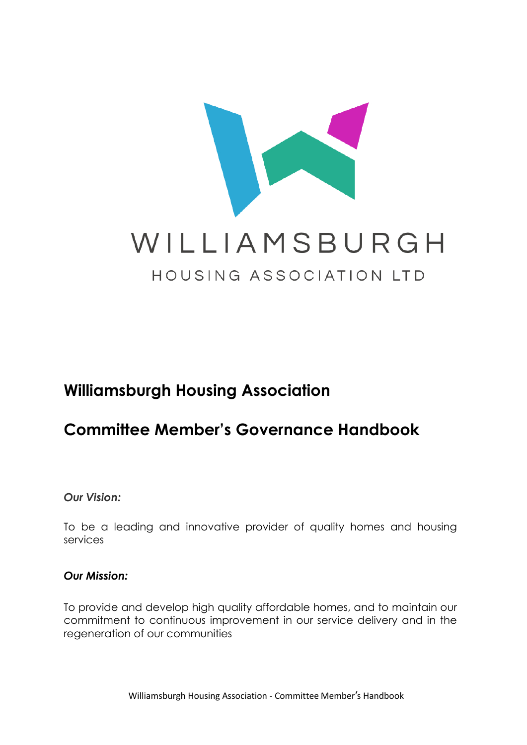WILLIAMSBURGH

HOUSING ASSOCIATION LTD

# Williamsburgh Housing Association

# Committee Member's Governance Handbook

***Our Vision:***

To be a leading and innovative provider of quality homes and housing services

***Our Mission:***

To provide and develop high quality affordable homes, and to maintain our commitment to continuous improvement in our service delivery and in the regeneration of our communities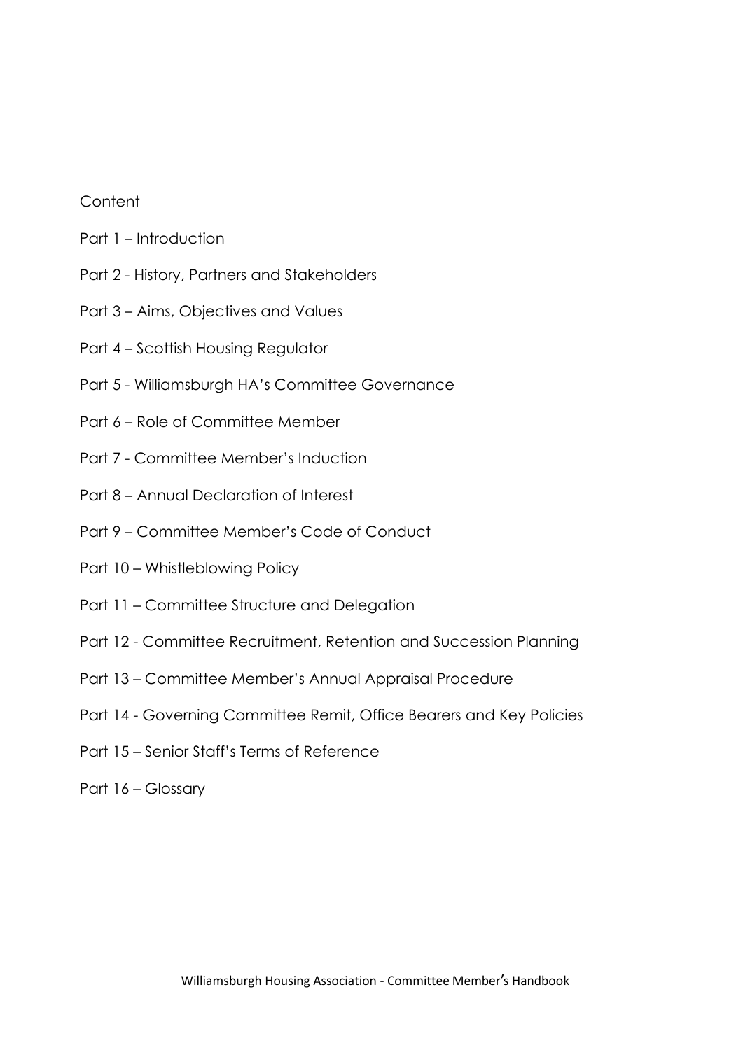Content

Part 1 – Introduction

Part 2 - History, Partners and Stakeholders

Part 3 – Aims, Objectives and Values

Part 4 – Scottish Housing Regulator

Part 5 - Williamsburgh HA's Committee Governance

Part 6 – Role of Committee Member

Part 7 - Committee Member's Induction

Part 8 – Annual Declaration of Interest

Part 9 – Committee Member's Code of Conduct

Part 10 – Whistleblowing Policy

Part 11 – Committee Structure and Delegation

Part 12 - Committee Recruitment, Retention and Succession Planning

Part 13 – Committee Member's Annual Appraisal Procedure

Part 14 - Governing Committee Remit, Office Bearers and Key Policies

Part 15 – Senior Staff's Terms of Reference

Part 16 – Glossary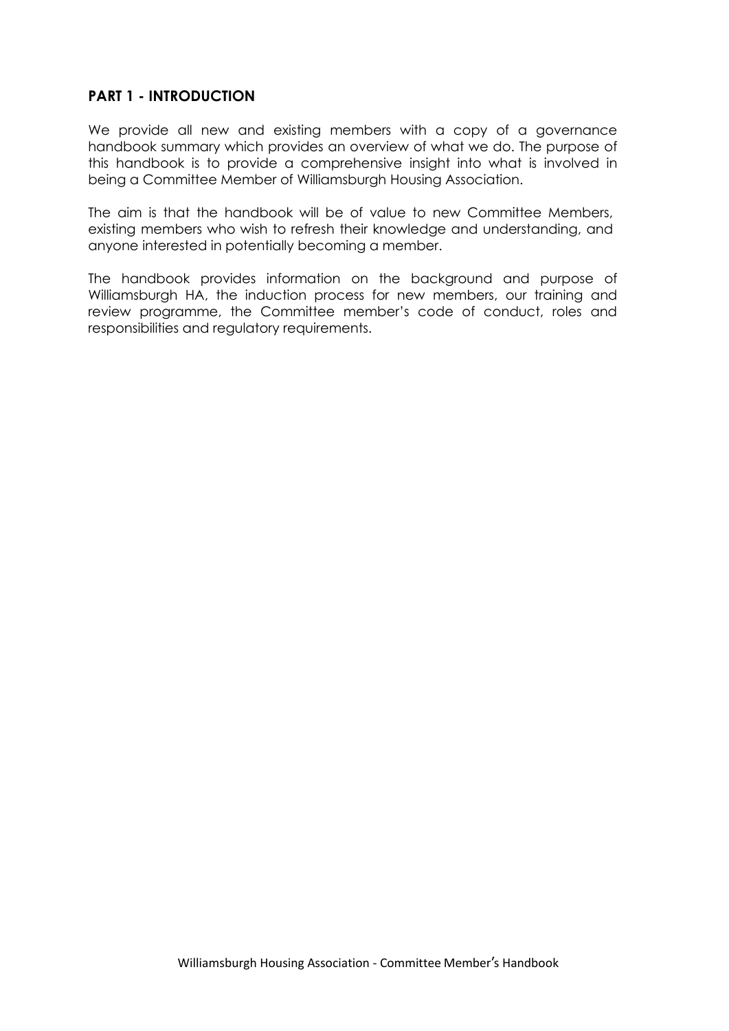## PART 1 - INTRODUCTION

We provide all new and existing members with a copy of a governance handbook summary which provides an overview of what we do. The purpose of this handbook is to provide a comprehensive insight into what is involved in being a Committee Member of Williamsburgh Housing Association.

The aim is that the handbook will be of value to new Committee Members, existing members who wish to refresh their knowledge and understanding, and anyone interested in potentially becoming a member.

The handbook provides information on the background and purpose of Williamsburgh HA, the induction process for new members, our training and review programme, the Committee member's code of conduct, roles and responsibilities and regulatory requirements.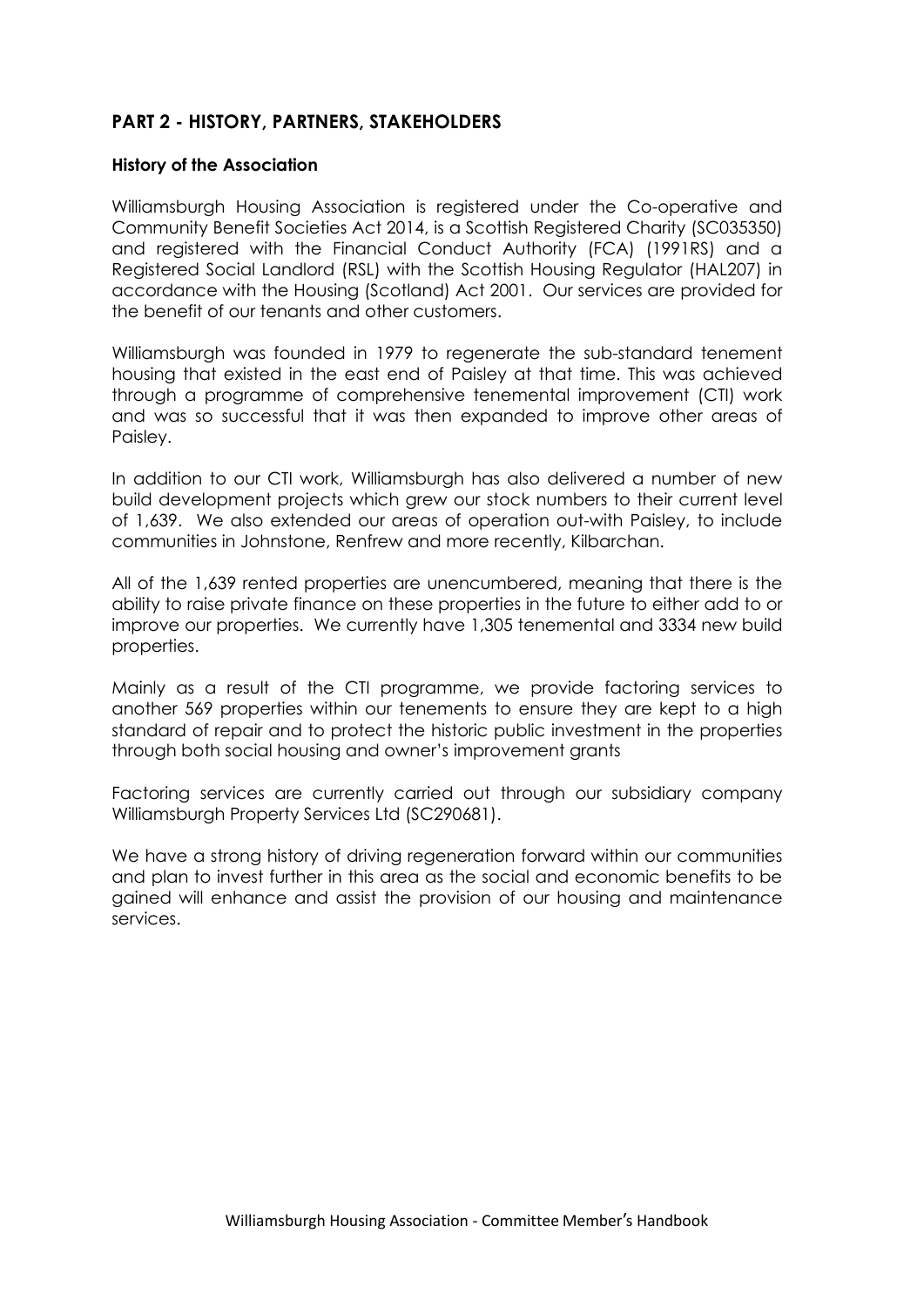## PART 2 - HISTORY, PARTNERS, STAKEHOLDERS

### History of the Association

Williamsburgh Housing Association is registered under the Co-operative and Community Benefit Societies Act 2014, is a Scottish Registered Charity (SC035350) and registered with the Financial Conduct Authority (FCA) (1991RS) and a Registered Social Landlord (RSL) with the Scottish Housing Regulator (HAL207) in accordance with the Housing (Scotland) Act 2001. Our services are provided for the benefit of our tenants and other customers.

Williamsburgh was founded in 1979 to regenerate the sub-standard tenement housing that existed in the east end of Paisley at that time. This was achieved through a programme of comprehensive tenemental improvement (CTI) work and was so successful that it was then expanded to improve other areas of Paisley.

In addition to our CTI work, Williamsburgh has also delivered a number of new build development projects which grew our stock numbers to their current level of 1,639. We also extended our areas of operation out-with Paisley, to include communities in Johnstone, Renfrew and more recently, Kilbarchan.

All of the 1,639 rented properties are unencumbered, meaning that there is the ability to raise private finance on these properties in the future to either add to or improve our properties. We currently have 1,305 tenemental and 3334 new build properties.

Mainly as a result of the CTI programme, we provide factoring services to another 569 properties within our tenements to ensure they are kept to a high standard of repair and to protect the historic public investment in the properties through both social housing and owner's improvement grants

Factoring services are currently carried out through our subsidiary company Williamsburgh Property Services Ltd (SC290681).

We have a strong history of driving regeneration forward within our communities and plan to invest further in this area as the social and economic benefits to be gained will enhance and assist the provision of our housing and maintenance services.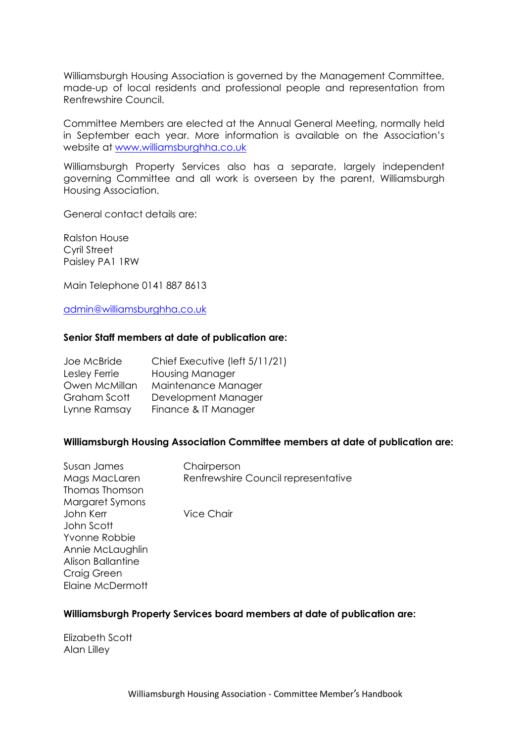Williamsburgh Housing Association is governed by the Management Committee, made-up of local residents and professional people and representation from Renfrewshire Council.

Committee Members are elected at the Annual General Meeting, normally held in September each year. More information is available on the Association's website at [www.williamsburghha.co.uk](http://www.williamsburghha.co.uk)

Williamsburgh Property Services also has a separate, largely independent governing Committee and all work is overseen by the parent, Williamsburgh Housing Association.

General contact details are:

Ralston House
Cyril Street
Paisley PA1 1RW

Main Telephone 0141 887 8613

[admin@williamsburghha.co.uk](mailto:admin@williamsburghha.co.uk)

**Senior Staff members at date of publication are:**

| | |
|---|---|
| Joe McBride | Chief Executive (left 5/11/21) |
| Lesley Ferrie | Housing Manager |
| Owen McMillan | Maintenance Manager |
| Graham Scott | Development Manager |
| Lynne Ramsay | Finance & IT Manager |

**Williamsburgh Housing Association Committee members at date of publication are:**

| | |
|---|---|
| Susan James | Chairperson |
| Mags MacLaren | Renfrewshire Council representative |
| Thomas Thomson | |
| Margaret Symons | |
| John Kerr | Vice Chair |
| John Scott | |
| Yvonne Robbie | |
| Annie McLaughlin | |
| Alison Ballantine | |
| Craig Green | |
| Elaine McDermott | |

**Williamsburgh Property Services board members at date of publication are:**

Elizabeth Scott
Alan Lilley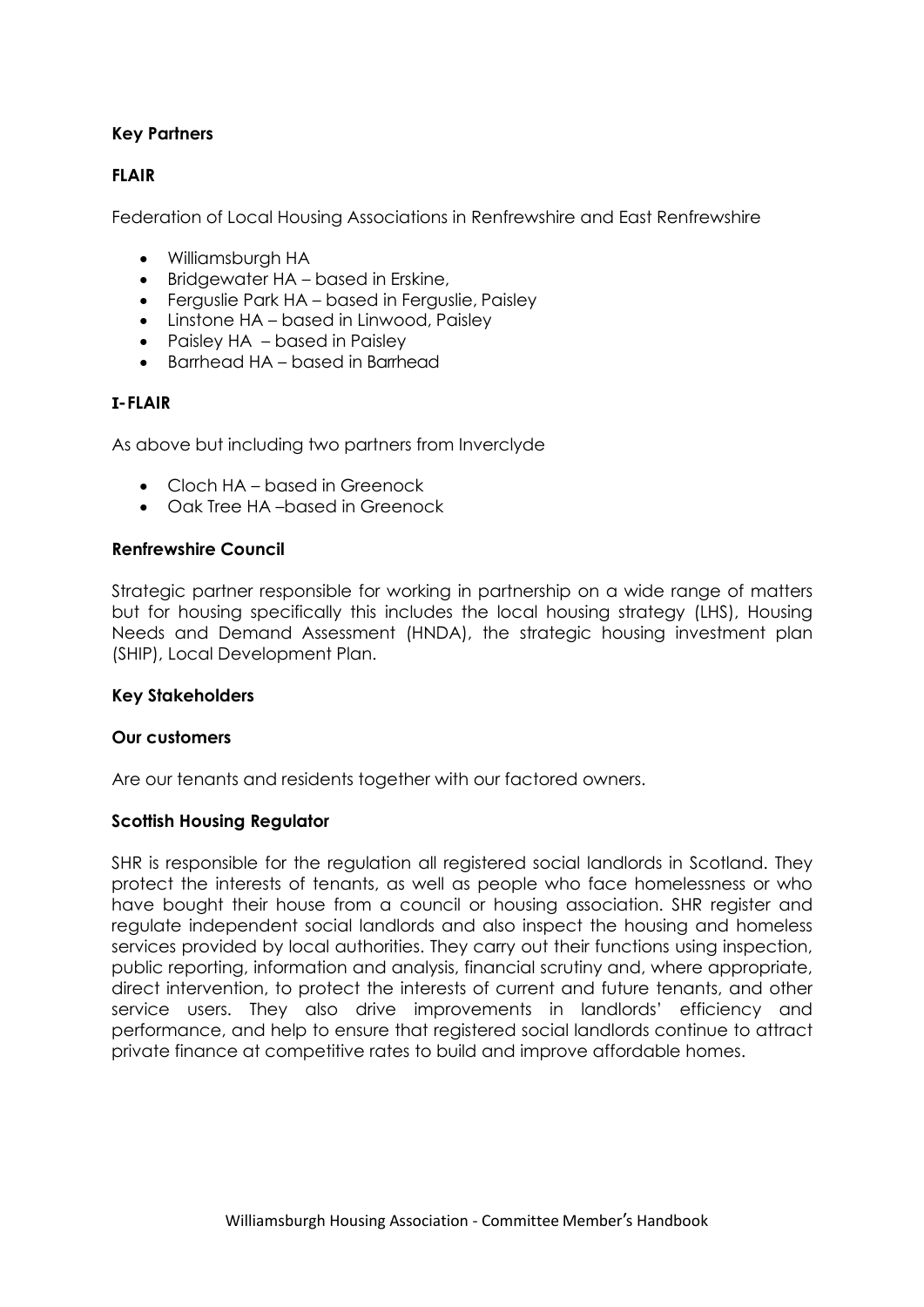**Key Partners**

**FLAIR**

Federation of Local Housing Associations in Renfrewshire and East Renfrewshire

- Williamsburgh HA
- Bridgewater HA – based in Erskine,
- Ferguslie Park HA – based in Ferguslie, Paisley
- Linstone HA – based in Linwood, Paisley
- Paisley HA – based in Paisley
- Barrhead HA – based in Barrhead

**I-FLAIR**

As above but including two partners from Inverclyde

- Cloch HA – based in Greenock
- Oak Tree HA –based in Greenock

**Renfrewshire Council**

Strategic partner responsible for working in partnership on a wide range of matters but for housing specifically this includes the local housing strategy (LHS), Housing Needs and Demand Assessment (HNDA), the strategic housing investment plan (SHIP), Local Development Plan.

**Key Stakeholders**

**Our customers**

Are our tenants and residents together with our factored owners.

**Scottish Housing Regulator**

SHR is responsible for the regulation all registered social landlords in Scotland. They protect the interests of tenants, as well as people who face homelessness or who have bought their house from a council or housing association. SHR register and regulate independent social landlords and also inspect the housing and homeless services provided by local authorities. They carry out their functions using inspection, public reporting, information and analysis, financial scrutiny and, where appropriate, direct intervention, to protect the interests of current and future tenants, and other service users. They also drive improvements in landlords' efficiency and performance, and help to ensure that registered social landlords continue to attract private finance at competitive rates to build and improve affordable homes.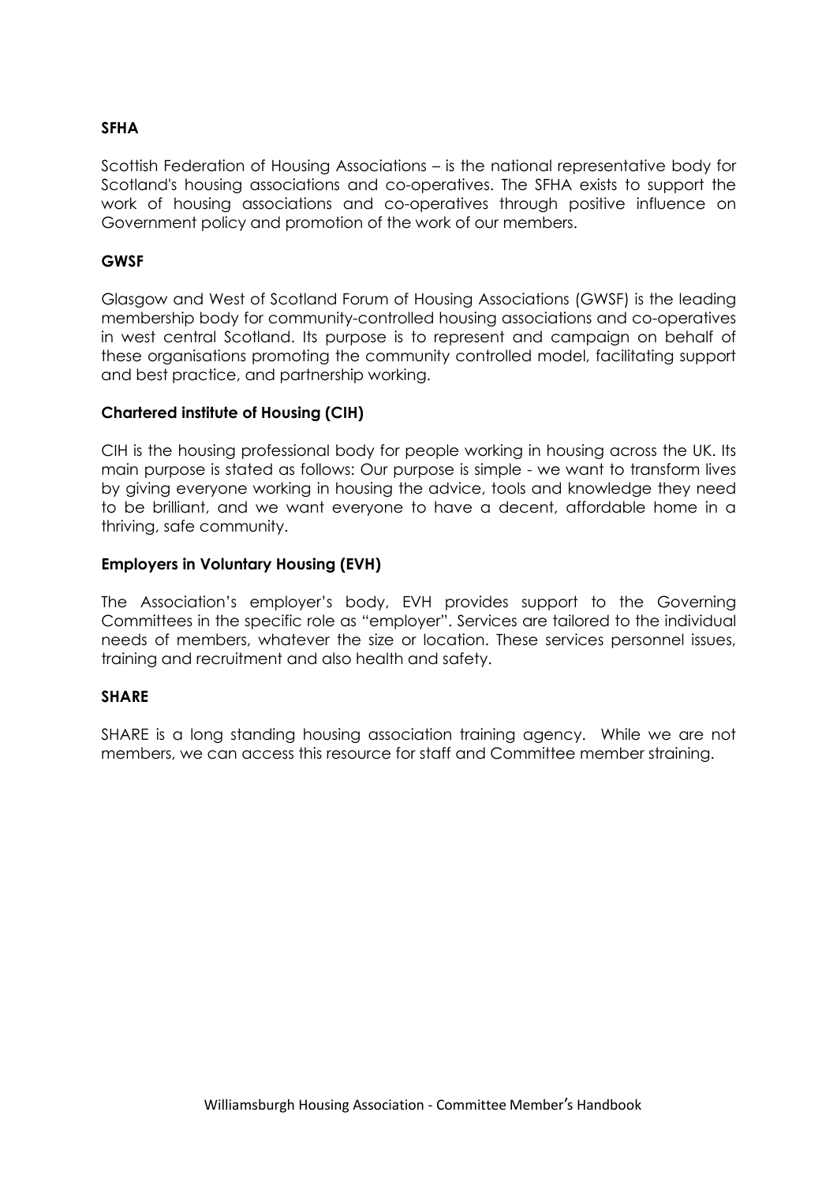**SFHA**

Scottish Federation of Housing Associations – is the national representative body for Scotland's housing associations and co-operatives. The SFHA exists to support the work of housing associations and co-operatives through positive influence on Government policy and promotion of the work of our members.

**GWSF**

Glasgow and West of Scotland Forum of Housing Associations (GWSF) is the leading membership body for community-controlled housing associations and co-operatives in west central Scotland. Its purpose is to represent and campaign on behalf of these organisations promoting the community controlled model, facilitating support and best practice, and partnership working.

**Chartered institute of Housing (CIH)**

CIH is the housing professional body for people working in housing across the UK. Its main purpose is stated as follows: Our purpose is simple - we want to transform lives by giving everyone working in housing the advice, tools and knowledge they need to be brilliant, and we want everyone to have a decent, affordable home in a thriving, safe community.

**Employers in Voluntary Housing (EVH)**

The Association's employer's body, EVH provides support to the Governing Committees in the specific role as "employer". Services are tailored to the individual needs of members, whatever the size or location. These services personnel issues, training and recruitment and also health and safety.

**SHARE**

SHARE is a long standing housing association training agency. While we are not members, we can access this resource for staff and Committee member straining.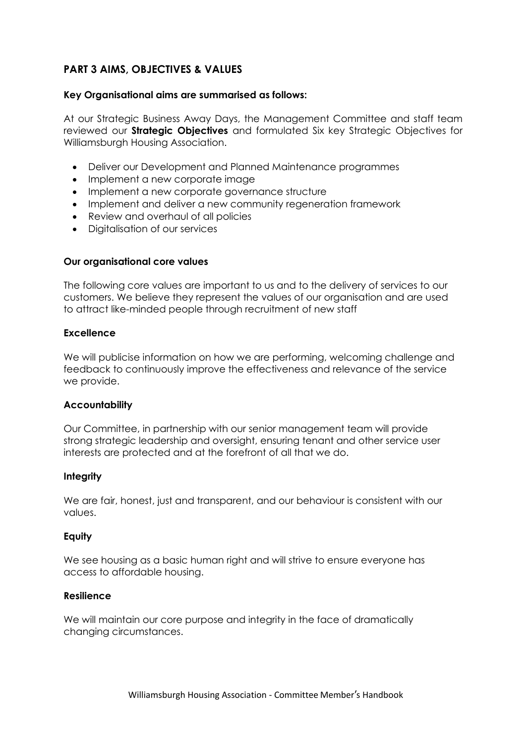## PART 3 AIMS, OBJECTIVES & VALUES

### Key Organisational aims are summarised as follows:

At our Strategic Business Away Days, the Management Committee and staff team reviewed our **Strategic Objectives** and formulated Six key Strategic Objectives for Williamsburgh Housing Association.

- Deliver our Development and Planned Maintenance programmes
- Implement a new corporate image
- Implement a new corporate governance structure
- Implement and deliver a new community regeneration framework
- Review and overhaul of all policies
- Digitalisation of our services

### Our organisational core values

The following core values are important to us and to the delivery of services to our customers. We believe they represent the values of our organisation and are used to attract like-minded people through recruitment of new staff

#### Excellence

We will publicise information on how we are performing, welcoming challenge and feedback to continuously improve the effectiveness and relevance of the service we provide.

#### Accountability

Our Committee, in partnership with our senior management team will provide strong strategic leadership and oversight, ensuring tenant and other service user interests are protected and at the forefront of all that we do.

#### Integrity

We are fair, honest, just and transparent, and our behaviour is consistent with our values.

#### Equity

We see housing as a basic human right and will strive to ensure everyone has access to affordable housing.

#### Resilience

We will maintain our core purpose and integrity in the face of dramatically changing circumstances.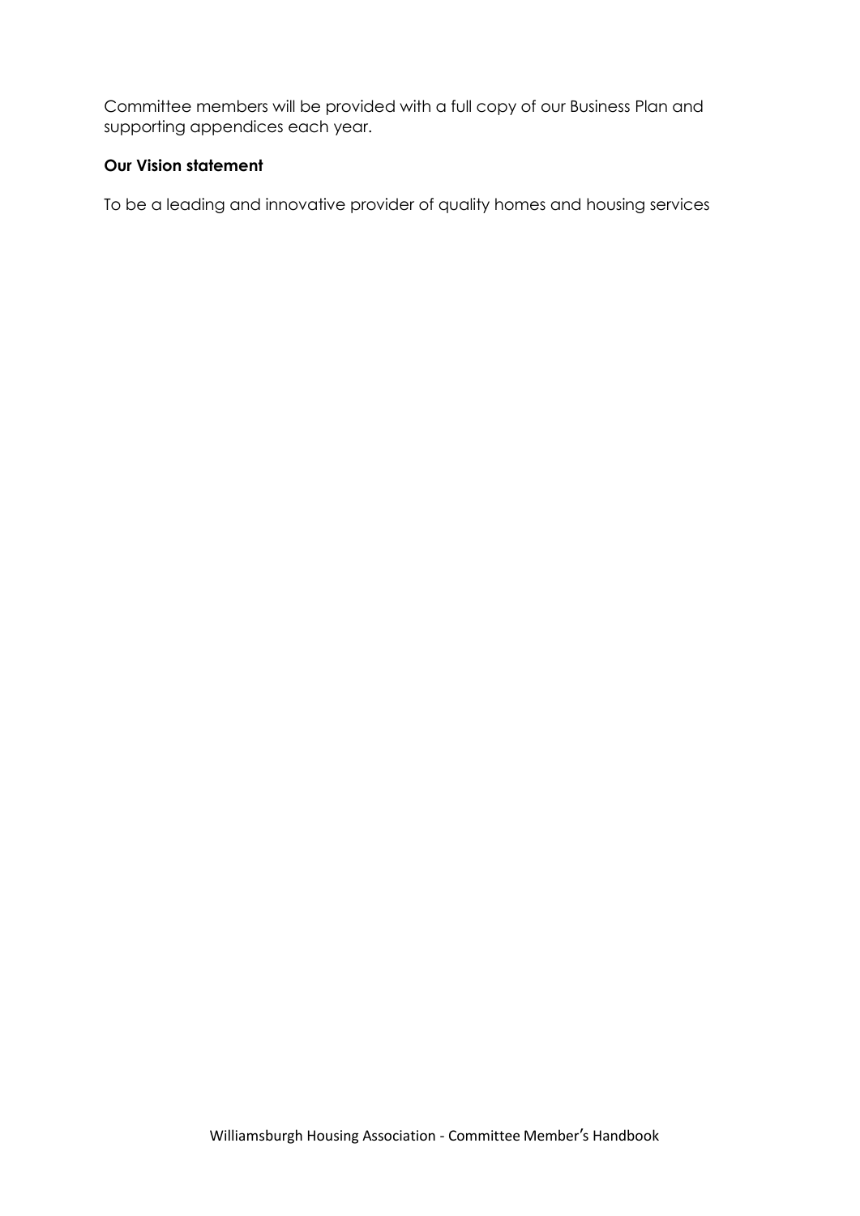Committee members will be provided with a full copy of our Business Plan and supporting appendices each year.

**Our Vision statement**

To be a leading and innovative provider of quality homes and housing services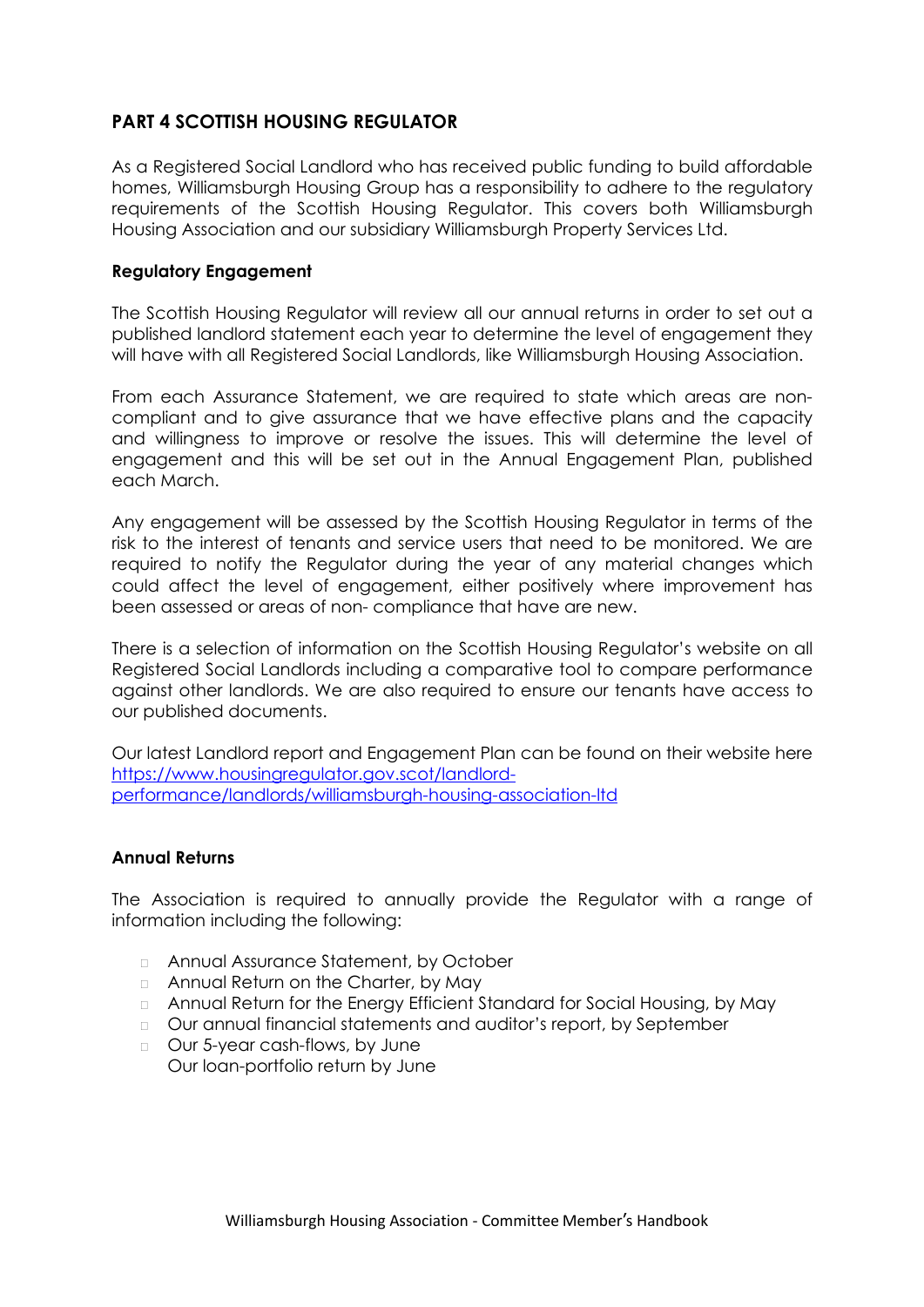## PART 4 SCOTTISH HOUSING REGULATOR

As a Registered Social Landlord who has received public funding to build affordable homes, Williamsburgh Housing Group has a responsibility to adhere to the regulatory requirements of the Scottish Housing Regulator. This covers both Williamsburgh Housing Association and our subsidiary Williamsburgh Property Services Ltd.

### Regulatory Engagement

The Scottish Housing Regulator will review all our annual returns in order to set out a published landlord statement each year to determine the level of engagement they will have with all Registered Social Landlords, like Williamsburgh Housing Association.

From each Assurance Statement, we are required to state which areas are non-compliant and to give assurance that we have effective plans and the capacity and willingness to improve or resolve the issues. This will determine the level of engagement and this will be set out in the Annual Engagement Plan, published each March.

Any engagement will be assessed by the Scottish Housing Regulator in terms of the risk to the interest of tenants and service users that need to be monitored. We are required to notify the Regulator during the year of any material changes which could affect the level of engagement, either positively where improvement has been assessed or areas of non- compliance that have are new.

There is a selection of information on the Scottish Housing Regulator's website on all Registered Social Landlords including a comparative tool to compare performance against other landlords. We are also required to ensure our tenants have access to our published documents.

Our latest Landlord report and Engagement Plan can be found on their website here [https://www.housingregulator.gov.scot/landlord-performance/landlords/williamsburgh-housing-association-ltd](https://www.housingregulator.gov.scot/landlord-performance/landlords/williamsburgh-housing-association-ltd)

### Annual Returns

The Association is required to annually provide the Regulator with a range of information including the following:

- Annual Assurance Statement, by October
- Annual Return on the Charter, by May
- Annual Return for the Energy Efficient Standard for Social Housing, by May
- Our annual financial statements and auditor's report, by September
- Our 5-year cash-flows, by June
  Our loan-portfolio return by June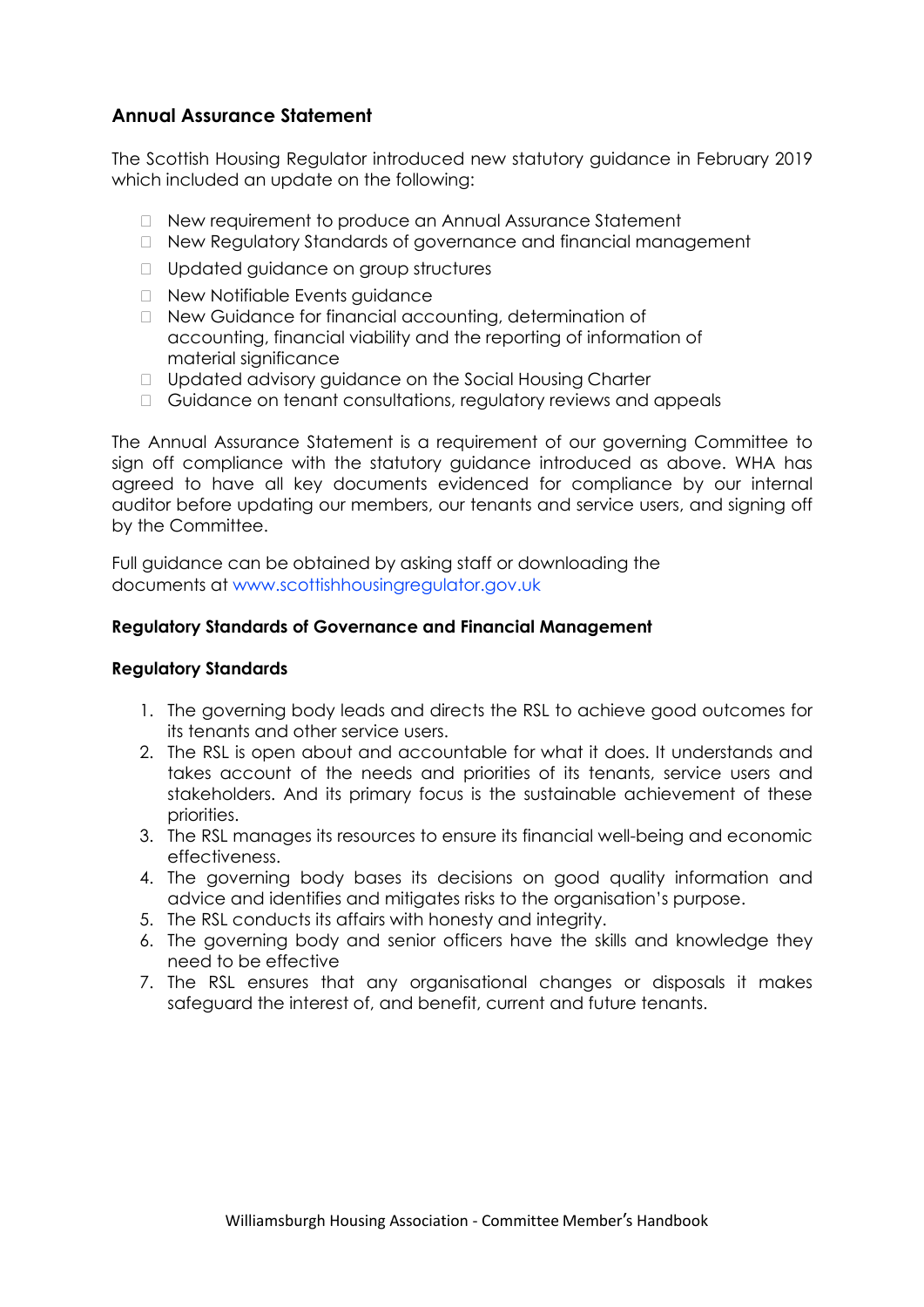## Annual Assurance Statement

The Scottish Housing Regulator introduced new statutory guidance in February 2019 which included an update on the following:

- New requirement to produce an Annual Assurance Statement
- New Regulatory Standards of governance and financial management
- Updated guidance on group structures
- New Notifiable Events guidance
- New Guidance for financial accounting, determination of accounting, financial viability and the reporting of information of material significance
- Updated advisory guidance on the Social Housing Charter
- Guidance on tenant consultations, regulatory reviews and appeals

The Annual Assurance Statement is a requirement of our governing Committee to sign off compliance with the statutory guidance introduced as above. WHA has agreed to have all key documents evidenced for compliance by our internal auditor before updating our members, our tenants and service users, and signing off by the Committee.

Full guidance can be obtained by asking staff or downloading the documents at www.scottishhousingregulator.gov.uk

**Regulatory Standards of Governance and Financial Management**

**Regulatory Standards**

1. The governing body leads and directs the RSL to achieve good outcomes for its tenants and other service users.
2. The RSL is open about and accountable for what it does. It understands and takes account of the needs and priorities of its tenants, service users and stakeholders. And its primary focus is the sustainable achievement of these priorities.
3. The RSL manages its resources to ensure its financial well-being and economic effectiveness.
4. The governing body bases its decisions on good quality information and advice and identifies and mitigates risks to the organisation's purpose.
5. The RSL conducts its affairs with honesty and integrity.
6. The governing body and senior officers have the skills and knowledge they need to be effective
7. The RSL ensures that any organisational changes or disposals it makes safeguard the interest of, and benefit, current and future tenants.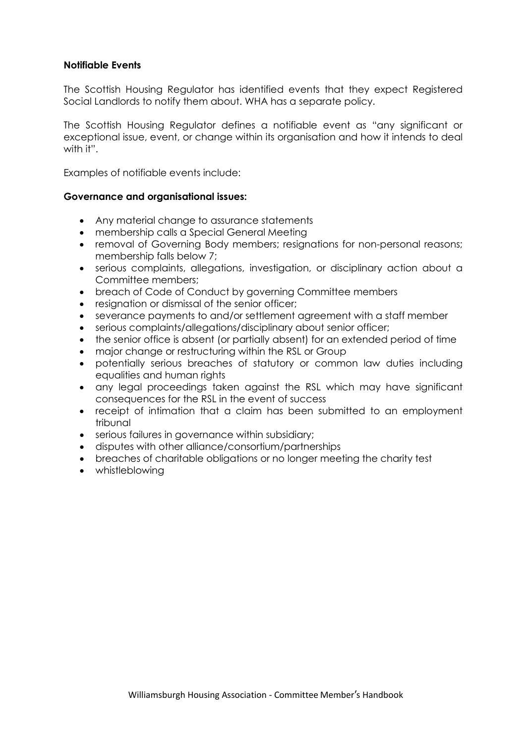**Notifiable Events**

The Scottish Housing Regulator has identified events that they expect Registered Social Landlords to notify them about. WHA has a separate policy.

The Scottish Housing Regulator defines a notifiable event as "any significant or exceptional issue, event, or change within its organisation and how it intends to deal with it".

Examples of notifiable events include:

**Governance and organisational issues:**

- Any material change to assurance statements
- membership calls a Special General Meeting
- removal of Governing Body members; resignations for non-personal reasons; membership falls below 7;
- serious complaints, allegations, investigation, or disciplinary action about a Committee members;
- breach of Code of Conduct by governing Committee members
- resignation or dismissal of the senior officer;
- severance payments to and/or settlement agreement with a staff member
- serious complaints/allegations/disciplinary about senior officer;
- the senior office is absent (or partially absent) for an extended period of time
- major change or restructuring within the RSL or Group
- potentially serious breaches of statutory or common law duties including equalities and human rights
- any legal proceedings taken against the RSL which may have significant consequences for the RSL in the event of success
- receipt of intimation that a claim has been submitted to an employment tribunal
- serious failures in governance within subsidiary;
- disputes with other alliance/consortium/partnerships
- breaches of charitable obligations or no longer meeting the charity test
- whistleblowing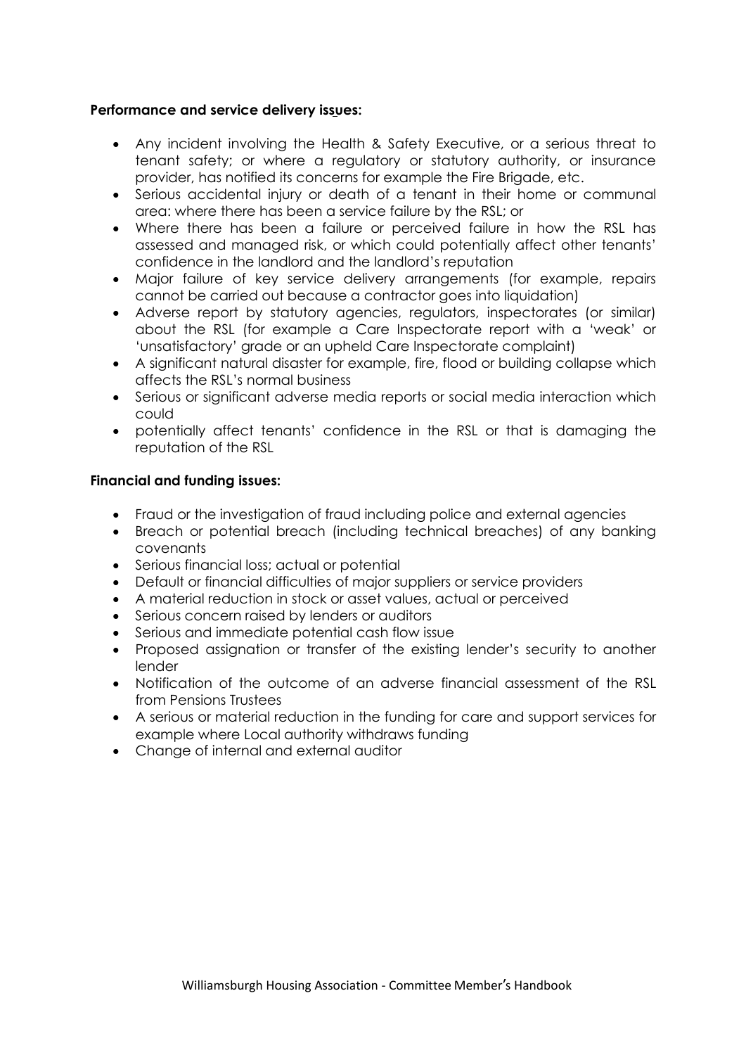**Performance and service delivery issues:**

- Any incident involving the Health & Safety Executive, or a serious threat to tenant safety; or where a regulatory or statutory authority, or insurance provider, has notified its concerns for example the Fire Brigade, etc.
- Serious accidental injury or death of a tenant in their home or communal area: where there has been a service failure by the RSL; or
- Where there has been a failure or perceived failure in how the RSL has assessed and managed risk, or which could potentially affect other tenants' confidence in the landlord and the landlord's reputation
- Major failure of key service delivery arrangements (for example, repairs cannot be carried out because a contractor goes into liquidation)
- Adverse report by statutory agencies, regulators, inspectorates (or similar) about the RSL (for example a Care Inspectorate report with a 'weak' or 'unsatisfactory' grade or an upheld Care Inspectorate complaint)
- A significant natural disaster for example, fire, flood or building collapse which affects the RSL's normal business
- Serious or significant adverse media reports or social media interaction which could
- potentially affect tenants' confidence in the RSL or that is damaging the reputation of the RSL

**Financial and funding issues:**

- Fraud or the investigation of fraud including police and external agencies
- Breach or potential breach (including technical breaches) of any banking covenants
- Serious financial loss; actual or potential
- Default or financial difficulties of major suppliers or service providers
- A material reduction in stock or asset values, actual or perceived
- Serious concern raised by lenders or auditors
- Serious and immediate potential cash flow issue
- Proposed assignation or transfer of the existing lender's security to another lender
- Notification of the outcome of an adverse financial assessment of the RSL from Pensions Trustees
- A serious or material reduction in the funding for care and support services for example where Local authority withdraws funding
- Change of internal and external auditor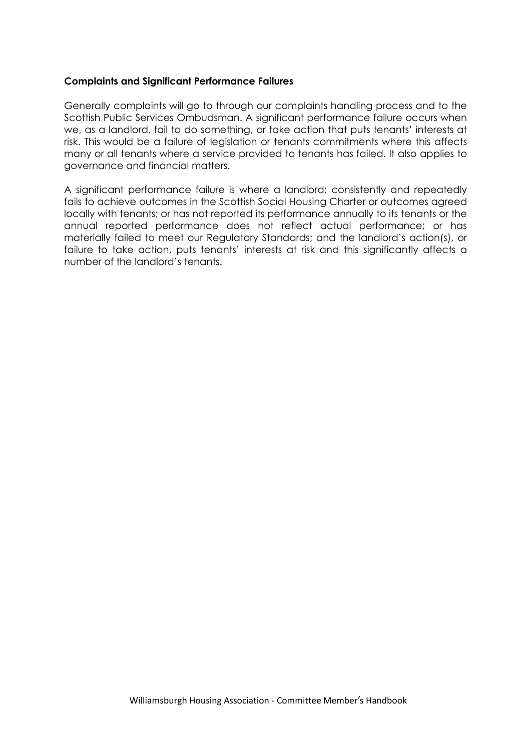**Complaints and Significant Performance Failures**

Generally complaints will go to through our complaints handling process and to the Scottish Public Services Ombudsman. A significant performance failure occurs when we, as a landlord, fail to do something, or take action that puts tenants' interests at risk. This would be a failure of legislation or tenants commitments where this affects many or all tenants where a service provided to tenants has failed. It also applies to governance and financial matters.

A significant performance failure is where a landlord: consistently and repeatedly fails to achieve outcomes in the Scottish Social Housing Charter or outcomes agreed locally with tenants; or has not reported its performance annually to its tenants or the annual reported performance does not reflect actual performance; or has materially failed to meet our Regulatory Standards; and the landlord's action(s), or failure to take action, puts tenants' interests at risk and this significantly affects a number of the landlord's tenants.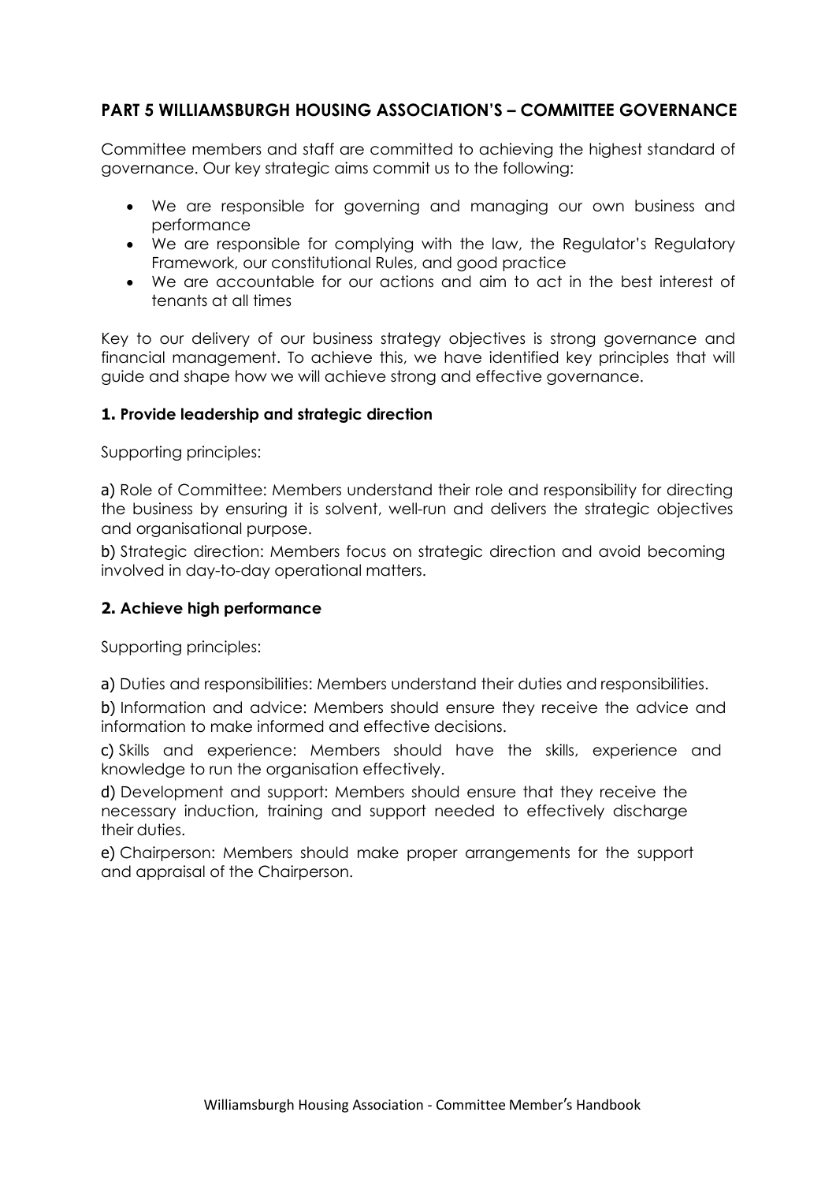## PART 5 WILLIAMSBURGH HOUSING ASSOCIATION'S – COMMITTEE GOVERNANCE

Committee members and staff are committed to achieving the highest standard of governance. Our key strategic aims commit us to the following:

- We are responsible for governing and managing our own business and performance
- We are responsible for complying with the law, the Regulator's Regulatory Framework, our constitutional Rules, and good practice
- We are accountable for our actions and aim to act in the best interest of tenants at all times

Key to our delivery of our business strategy objectives is strong governance and financial management. To achieve this, we have identified key principles that will guide and shape how we will achieve strong and effective governance.

### 1. Provide leadership and strategic direction

Supporting principles:

a) Role of Committee: Members understand their role and responsibility for directing the business by ensuring it is solvent, well-run and delivers the strategic objectives and organisational purpose.

b) Strategic direction: Members focus on strategic direction and avoid becoming involved in day-to-day operational matters.

### 2. Achieve high performance

Supporting principles:

a) Duties and responsibilities: Members understand their duties and responsibilities.

b) Information and advice: Members should ensure they receive the advice and information to make informed and effective decisions.

c) Skills and experience: Members should have the skills, experience and knowledge to run the organisation effectively.

d) Development and support: Members should ensure that they receive the necessary induction, training and support needed to effectively discharge their duties.

e) Chairperson: Members should make proper arrangements for the support and appraisal of the Chairperson.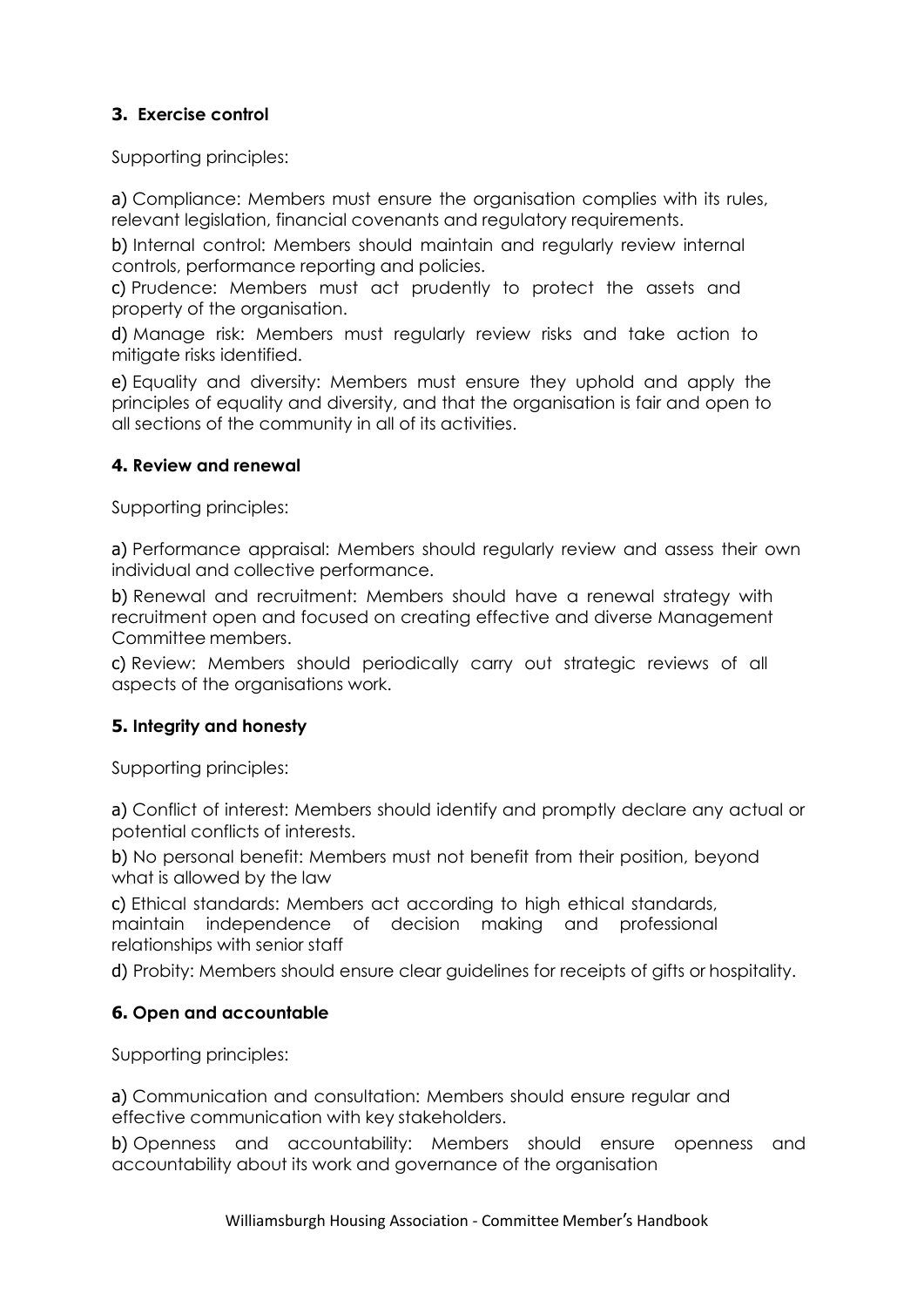**3. Exercise control**

Supporting principles:

a) Compliance: Members must ensure the organisation complies with its rules, relevant legislation, financial covenants and regulatory requirements.

b) Internal control: Members should maintain and regularly review internal controls, performance reporting and policies.

c) Prudence: Members must act prudently to protect the assets and property of the organisation.

d) Manage risk: Members must regularly review risks and take action to mitigate risks identified.

e) Equality and diversity: Members must ensure they uphold and apply the principles of equality and diversity, and that the organisation is fair and open to all sections of the community in all of its activities.

**4. Review and renewal**

Supporting principles:

a) Performance appraisal: Members should regularly review and assess their own individual and collective performance.

b) Renewal and recruitment: Members should have a renewal strategy with recruitment open and focused on creating effective and diverse Management Committee members.

c) Review: Members should periodically carry out strategic reviews of all aspects of the organisations work.

**5. Integrity and honesty**

Supporting principles:

a) Conflict of interest: Members should identify and promptly declare any actual or potential conflicts of interests.

b) No personal benefit: Members must not benefit from their position, beyond what is allowed by the law

c) Ethical standards: Members act according to high ethical standards, maintain independence of decision making and professional relationships with senior staff

d) Probity: Members should ensure clear guidelines for receipts of gifts or hospitality.

**6. Open and accountable**

Supporting principles:

a) Communication and consultation: Members should ensure regular and effective communication with key stakeholders.

b) Openness and accountability: Members should ensure openness and accountability about its work and governance of the organisation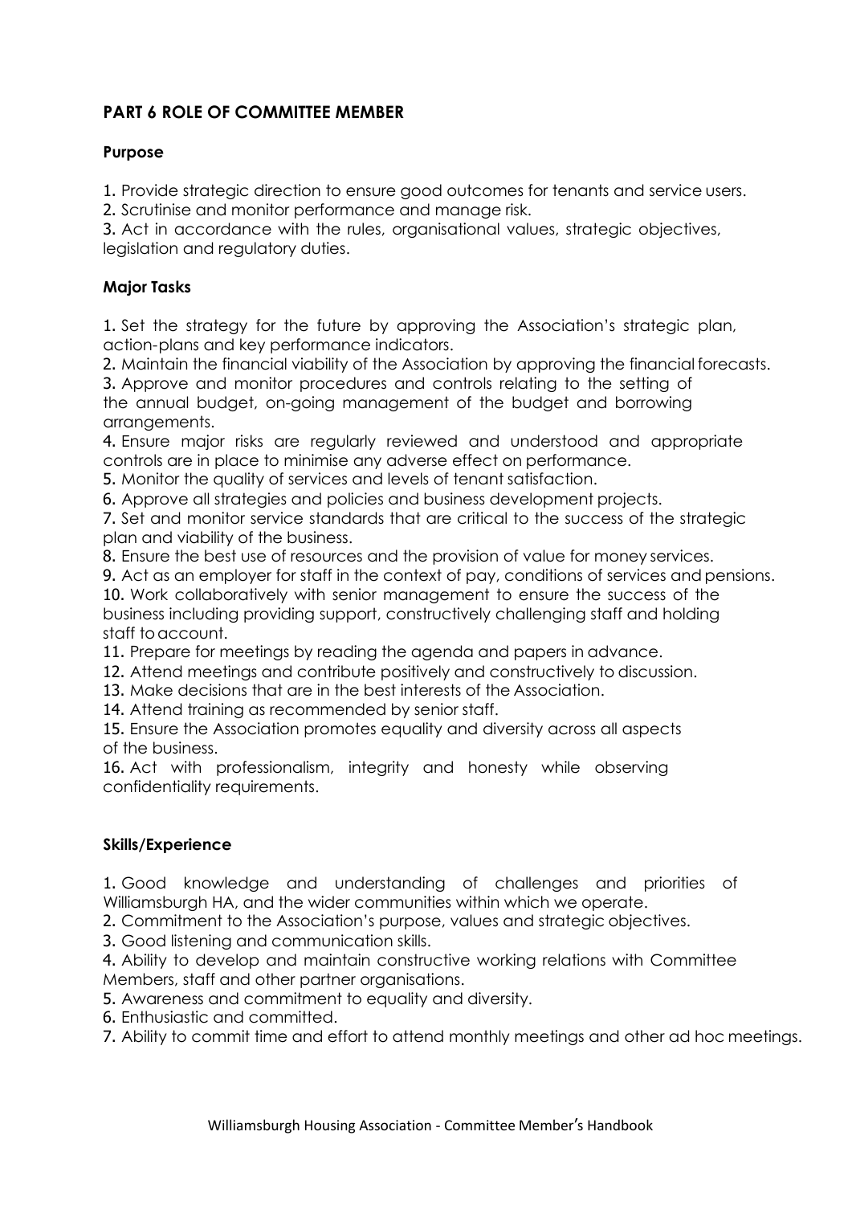## PART 6 ROLE OF COMMITTEE MEMBER

### Purpose

1. Provide strategic direction to ensure good outcomes for tenants and service users.
2. Scrutinise and monitor performance and manage risk.
3. Act in accordance with the rules, organisational values, strategic objectives, legislation and regulatory duties.

### Major Tasks

1. Set the strategy for the future by approving the Association's strategic plan, action-plans and key performance indicators.
2. Maintain the financial viability of the Association by approving the financial forecasts.
3. Approve and monitor procedures and controls relating to the setting of the annual budget, on-going management of the budget and borrowing arrangements.
4. Ensure major risks are regularly reviewed and understood and appropriate controls are in place to minimise any adverse effect on performance.
5. Monitor the quality of services and levels of tenant satisfaction.
6. Approve all strategies and policies and business development projects.
7. Set and monitor service standards that are critical to the success of the strategic plan and viability of the business.
8. Ensure the best use of resources and the provision of value for money services.
9. Act as an employer for staff in the context of pay, conditions of services and pensions.
10. Work collaboratively with senior management to ensure the success of the business including providing support, constructively challenging staff and holding staff to account.
11. Prepare for meetings by reading the agenda and papers in advance.
12. Attend meetings and contribute positively and constructively to discussion.
13. Make decisions that are in the best interests of the Association.
14. Attend training as recommended by senior staff.
15. Ensure the Association promotes equality and diversity across all aspects of the business.
16. Act with professionalism, integrity and honesty while observing confidentiality requirements.

### Skills/Experience

1. Good knowledge and understanding of challenges and priorities of Williamsburgh HA, and the wider communities within which we operate.
2. Commitment to the Association's purpose, values and strategic objectives.
3. Good listening and communication skills.
4. Ability to develop and maintain constructive working relations with Committee Members, staff and other partner organisations.
5. Awareness and commitment to equality and diversity.
6. Enthusiastic and committed.
7. Ability to commit time and effort to attend monthly meetings and other ad hoc meetings.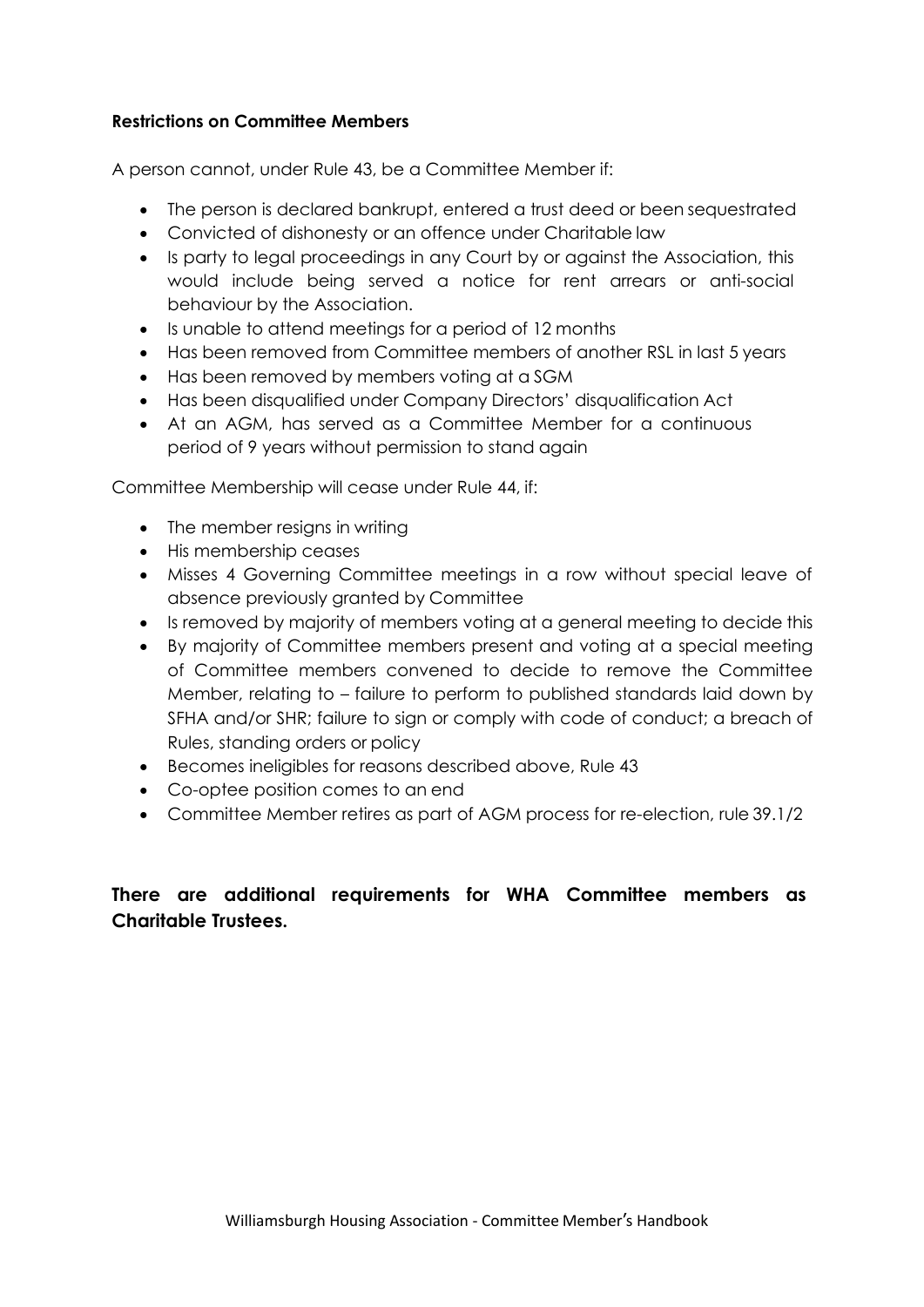**Restrictions on Committee Members**

A person cannot, under Rule 43, be a Committee Member if:

- The person is declared bankrupt, entered a trust deed or been sequestrated
- Convicted of dishonesty or an offence under Charitable law
- Is party to legal proceedings in any Court by or against the Association, this would include being served a notice for rent arrears or anti-social behaviour by the Association.
- Is unable to attend meetings for a period of 12 months
- Has been removed from Committee members of another RSL in last 5 years
- Has been removed by members voting at a SGM
- Has been disqualified under Company Directors' disqualification Act
- At an AGM, has served as a Committee Member for a continuous period of 9 years without permission to stand again

Committee Membership will cease under Rule 44, if:

- The member resigns in writing
- His membership ceases
- Misses 4 Governing Committee meetings in a row without special leave of absence previously granted by Committee
- Is removed by majority of members voting at a general meeting to decide this
- By majority of Committee members present and voting at a special meeting of Committee members convened to decide to remove the Committee Member, relating to – failure to perform to published standards laid down by SFHA and/or SHR; failure to sign or comply with code of conduct; a breach of Rules, standing orders or policy
- Becomes ineligibles for reasons described above, Rule 43
- Co-optee position comes to an end
- Committee Member retires as part of AGM process for re-election, rule 39.1/2

**There are additional requirements for WHA Committee members as Charitable Trustees.**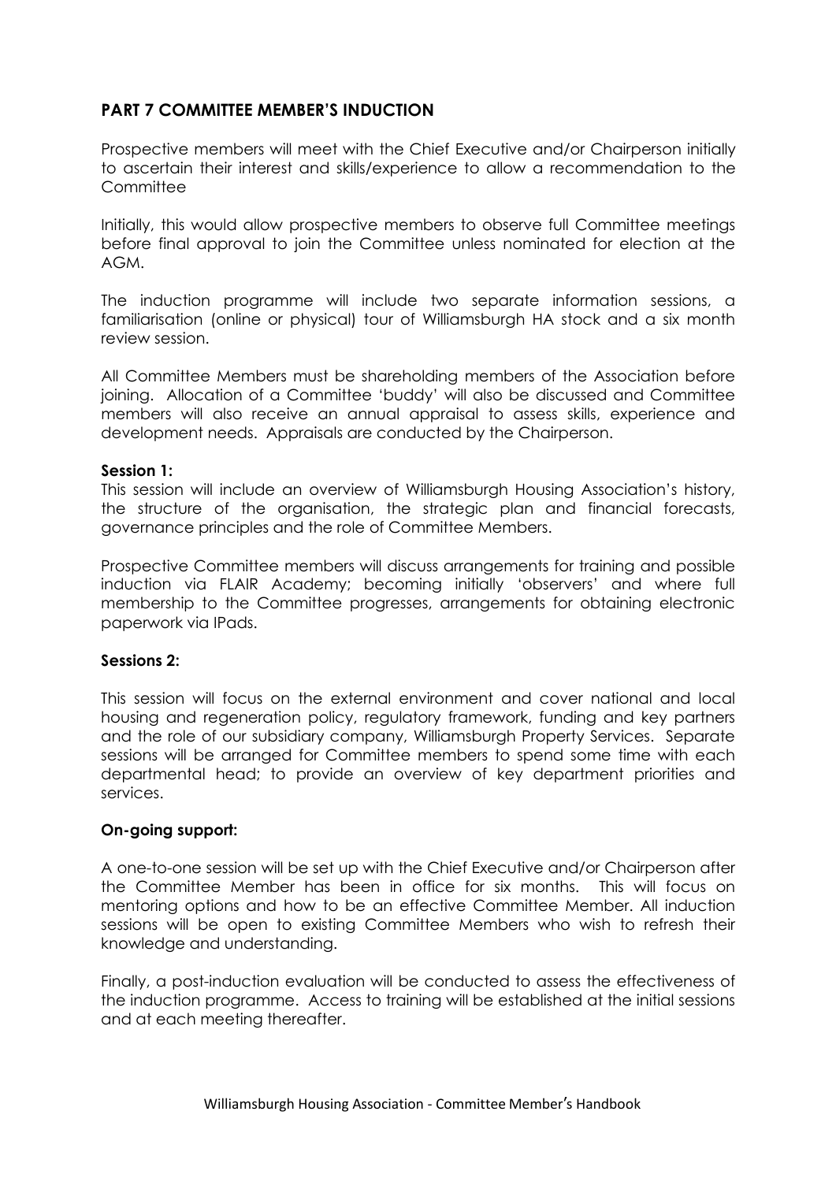## PART 7 COMMITTEE MEMBER'S INDUCTION

Prospective members will meet with the Chief Executive and/or Chairperson initially to ascertain their interest and skills/experience to allow a recommendation to the Committee

Initially, this would allow prospective members to observe full Committee meetings before final approval to join the Committee unless nominated for election at the AGM.

The induction programme will include two separate information sessions, a familiarisation (online or physical) tour of Williamsburgh HA stock and a six month review session.

All Committee Members must be shareholding members of the Association before joining. Allocation of a Committee 'buddy' will also be discussed and Committee members will also receive an annual appraisal to assess skills, experience and development needs. Appraisals are conducted by the Chairperson.

**Session 1:**
This session will include an overview of Williamsburgh Housing Association's history, the structure of the organisation, the strategic plan and financial forecasts, governance principles and the role of Committee Members.

Prospective Committee members will discuss arrangements for training and possible induction via FLAIR Academy; becoming initially 'observers' and where full membership to the Committee progresses, arrangements for obtaining electronic paperwork via IPads.

**Sessions 2:**

This session will focus on the external environment and cover national and local housing and regeneration policy, regulatory framework, funding and key partners and the role of our subsidiary company, Williamsburgh Property Services. Separate sessions will be arranged for Committee members to spend some time with each departmental head; to provide an overview of key department priorities and services.

**On-going support:**

A one-to-one session will be set up with the Chief Executive and/or Chairperson after the Committee Member has been in office for six months. This will focus on mentoring options and how to be an effective Committee Member. All induction sessions will be open to existing Committee Members who wish to refresh their knowledge and understanding.

Finally, a post-induction evaluation will be conducted to assess the effectiveness of the induction programme. Access to training will be established at the initial sessions and at each meeting thereafter.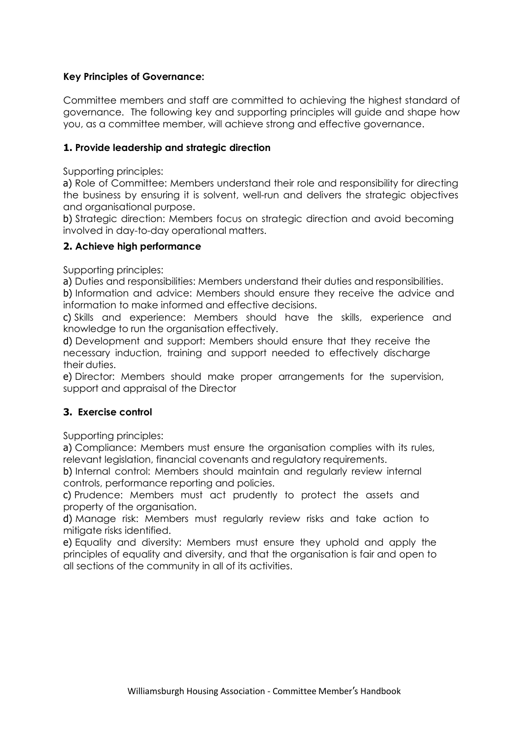**Key Principles of Governance:**

Committee members and staff are committed to achieving the highest standard of governance. The following key and supporting principles will guide and shape how you, as a committee member, will achieve strong and effective governance.

### 1. Provide leadership and strategic direction

Supporting principles:

a) Role of Committee: Members understand their role and responsibility for directing the business by ensuring it is solvent, well-run and delivers the strategic objectives and organisational purpose.

b) Strategic direction: Members focus on strategic direction and avoid becoming involved in day-to-day operational matters.

### 2. Achieve high performance

Supporting principles:

a) Duties and responsibilities: Members understand their duties and responsibilities.

b) Information and advice: Members should ensure they receive the advice and information to make informed and effective decisions.

c) Skills and experience: Members should have the skills, experience and knowledge to run the organisation effectively.

d) Development and support: Members should ensure that they receive the necessary induction, training and support needed to effectively discharge their duties.

e) Director: Members should make proper arrangements for the supervision, support and appraisal of the Director

### 3. Exercise control

Supporting principles:

a) Compliance: Members must ensure the organisation complies with its rules, relevant legislation, financial covenants and regulatory requirements.

b) Internal control: Members should maintain and regularly review internal controls, performance reporting and policies.

c) Prudence: Members must act prudently to protect the assets and property of the organisation.

d) Manage risk: Members must regularly review risks and take action to mitigate risks identified.

e) Equality and diversity: Members must ensure they uphold and apply the principles of equality and diversity, and that the organisation is fair and open to all sections of the community in all of its activities.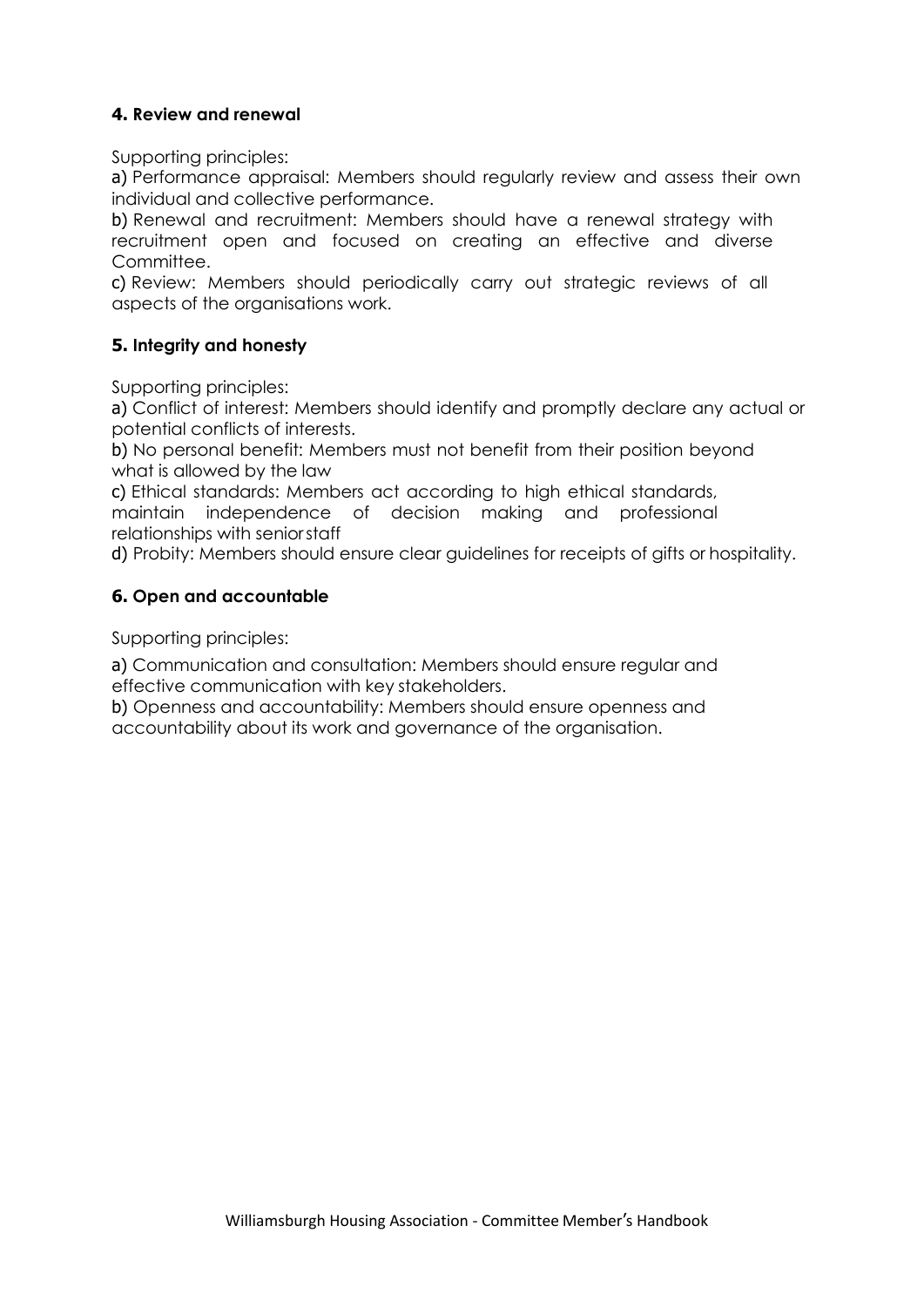#### **4. Review and renewal**

Supporting principles:

a) Performance appraisal: Members should regularly review and assess their own individual and collective performance.

b) Renewal and recruitment: Members should have a renewal strategy with recruitment open and focused on creating an effective and diverse Committee.

c) Review: Members should periodically carry out strategic reviews of all aspects of the organisations work.

#### **5. Integrity and honesty**

Supporting principles:

a) Conflict of interest: Members should identify and promptly declare any actual or potential conflicts of interests.

b) No personal benefit: Members must not benefit from their position beyond what is allowed by the law

c) Ethical standards: Members act according to high ethical standards, maintain independence of decision making and professional relationships with senior staff

d) Probity: Members should ensure clear guidelines for receipts of gifts or hospitality.

#### **6. Open and accountable**

Supporting principles:

a) Communication and consultation: Members should ensure regular and effective communication with key stakeholders.

b) Openness and accountability: Members should ensure openness and accountability about its work and governance of the organisation.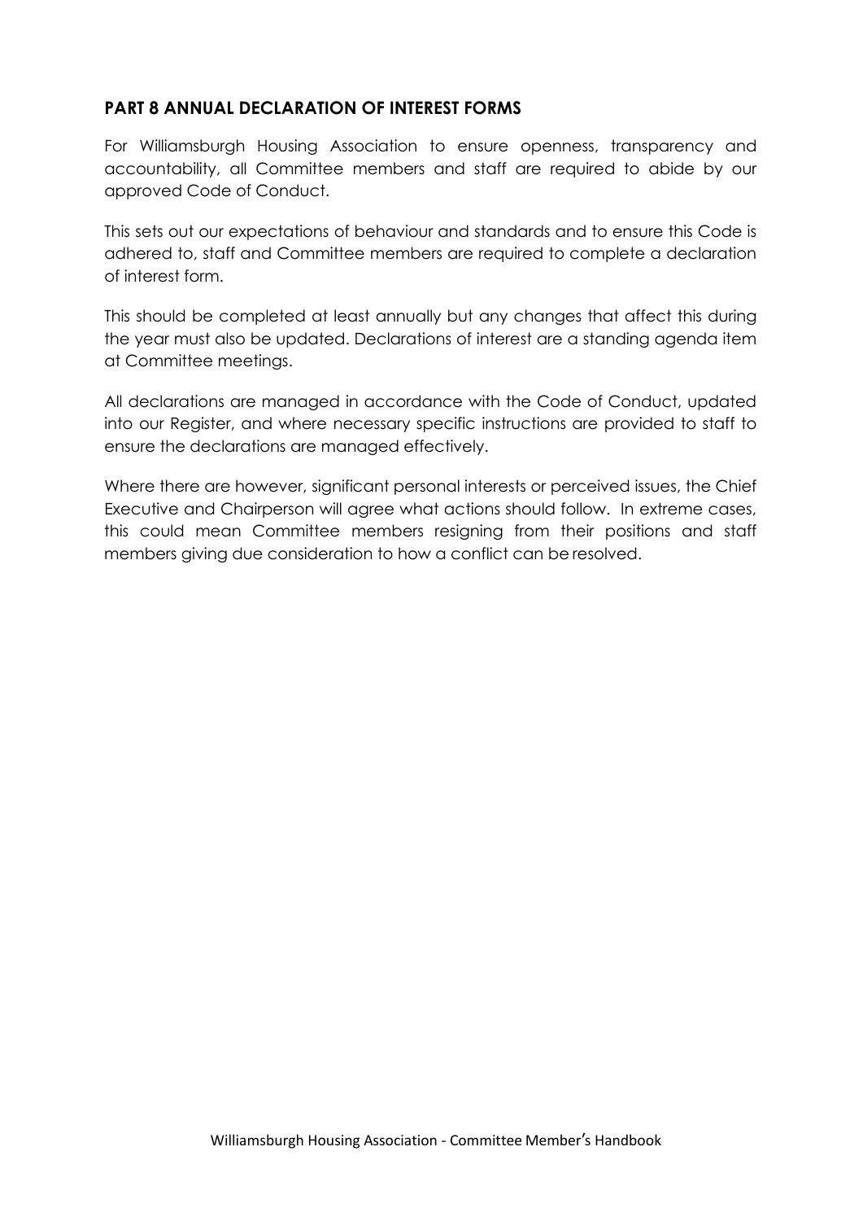## PART 8 ANNUAL DECLARATION OF INTEREST FORMS

For Williamsburgh Housing Association to ensure openness, transparency and accountability, all Committee members and staff are required to abide by our approved Code of Conduct.

This sets out our expectations of behaviour and standards and to ensure this Code is adhered to, staff and Committee members are required to complete a declaration of interest form.

This should be completed at least annually but any changes that affect this during the year must also be updated. Declarations of interest are a standing agenda item at Committee meetings.

All declarations are managed in accordance with the Code of Conduct, updated into our Register, and where necessary specific instructions are provided to staff to ensure the declarations are managed effectively.

Where there are however, significant personal interests or perceived issues, the Chief Executive and Chairperson will agree what actions should follow. In extreme cases, this could mean Committee members resigning from their positions and staff members giving due consideration to how a conflict can be resolved.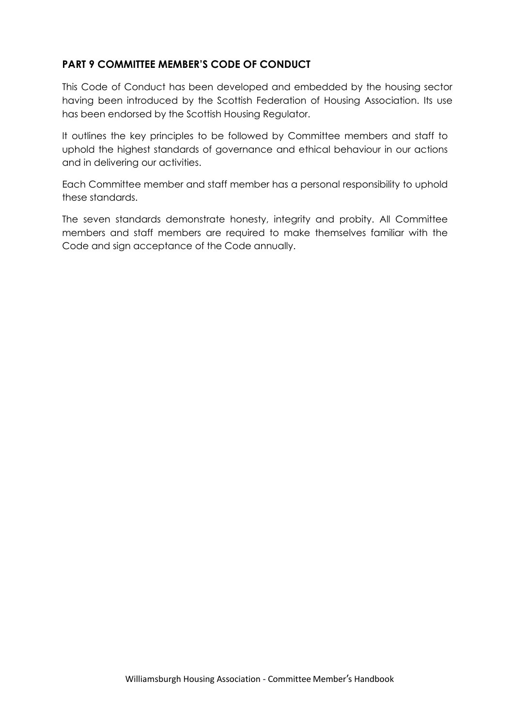## PART 9 COMMITTEE MEMBER'S CODE OF CONDUCT

This Code of Conduct has been developed and embedded by the housing sector having been introduced by the Scottish Federation of Housing Association. Its use has been endorsed by the Scottish Housing Regulator.

It outlines the key principles to be followed by Committee members and staff to uphold the highest standards of governance and ethical behaviour in our actions and in delivering our activities.

Each Committee member and staff member has a personal responsibility to uphold these standards.

The seven standards demonstrate honesty, integrity and probity. All Committee members and staff members are required to make themselves familiar with the Code and sign acceptance of the Code annually.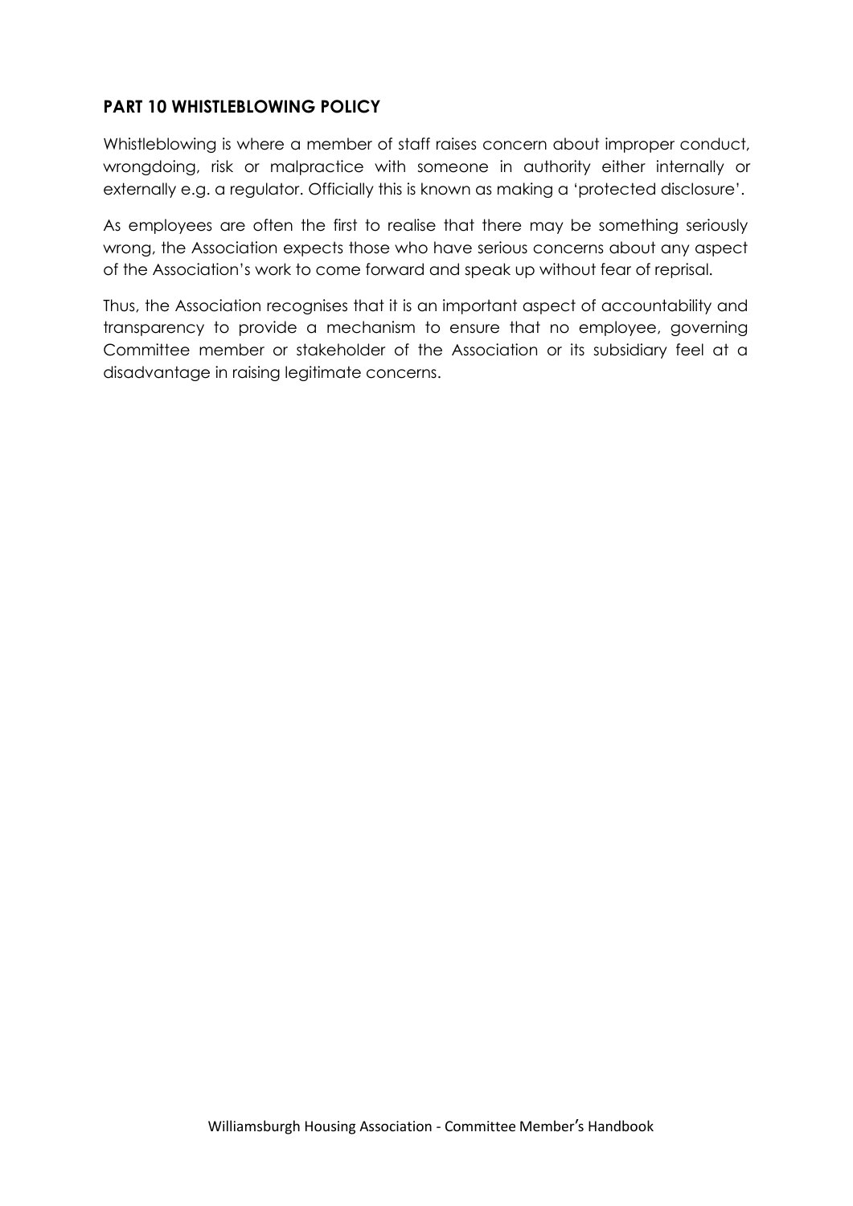## PART 10 WHISTLEBLOWING POLICY

Whistleblowing is where a member of staff raises concern about improper conduct, wrongdoing, risk or malpractice with someone in authority either internally or externally e.g. a regulator. Officially this is known as making a 'protected disclosure'.

As employees are often the first to realise that there may be something seriously wrong, the Association expects those who have serious concerns about any aspect of the Association's work to come forward and speak up without fear of reprisal.

Thus, the Association recognises that it is an important aspect of accountability and transparency to provide a mechanism to ensure that no employee, governing Committee member or stakeholder of the Association or its subsidiary feel at a disadvantage in raising legitimate concerns.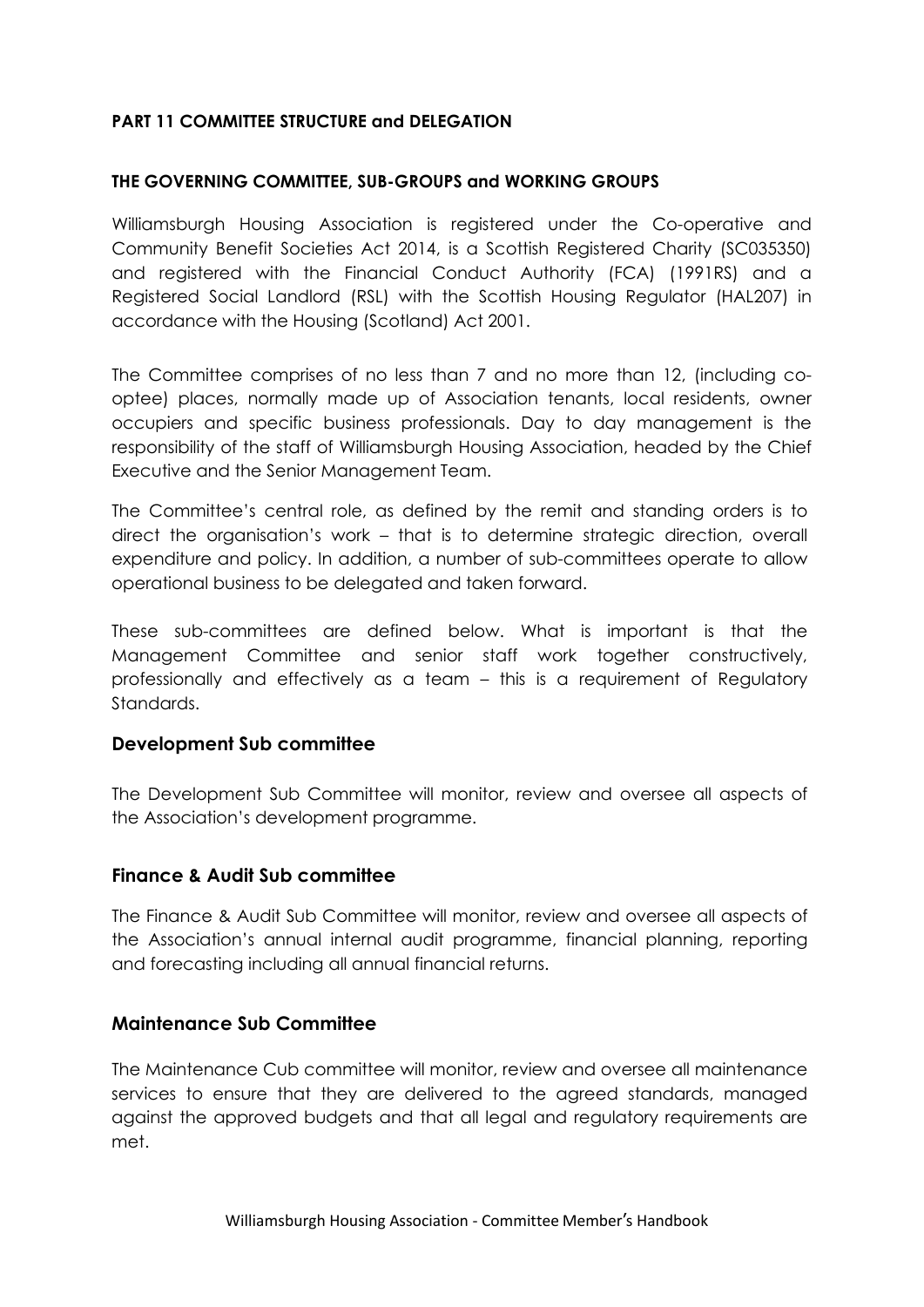**PART 11 COMMITTEE STRUCTURE and DELEGATION**

**THE GOVERNING COMMITTEE, SUB-GROUPS and WORKING GROUPS**

Williamsburgh Housing Association is registered under the Co-operative and Community Benefit Societies Act 2014, is a Scottish Registered Charity (SC035350) and registered with the Financial Conduct Authority (FCA) (1991RS) and a Registered Social Landlord (RSL) with the Scottish Housing Regulator (HAL207) in accordance with the Housing (Scotland) Act 2001.

The Committee comprises of no less than 7 and no more than 12, (including co-optee) places, normally made up of Association tenants, local residents, owner occupiers and specific business professionals. Day to day management is the responsibility of the staff of Williamsburgh Housing Association, headed by the Chief Executive and the Senior Management Team.

The Committee's central role, as defined by the remit and standing orders is to direct the organisation's work – that is to determine strategic direction, overall expenditure and policy. In addition, a number of sub-committees operate to allow operational business to be delegated and taken forward.

These sub-committees are defined below. What is important is that the Management Committee and senior staff work together constructively, professionally and effectively as a team – this is a requirement of Regulatory Standards.

## Development Sub committee

The Development Sub Committee will monitor, review and oversee all aspects of the Association's development programme.

## Finance & Audit Sub committee

The Finance & Audit Sub Committee will monitor, review and oversee all aspects of the Association's annual internal audit programme, financial planning, reporting and forecasting including all annual financial returns.

## Maintenance Sub Committee

The Maintenance Cub committee will monitor, review and oversee all maintenance services to ensure that they are delivered to the agreed standards, managed against the approved budgets and that all legal and regulatory requirements are met.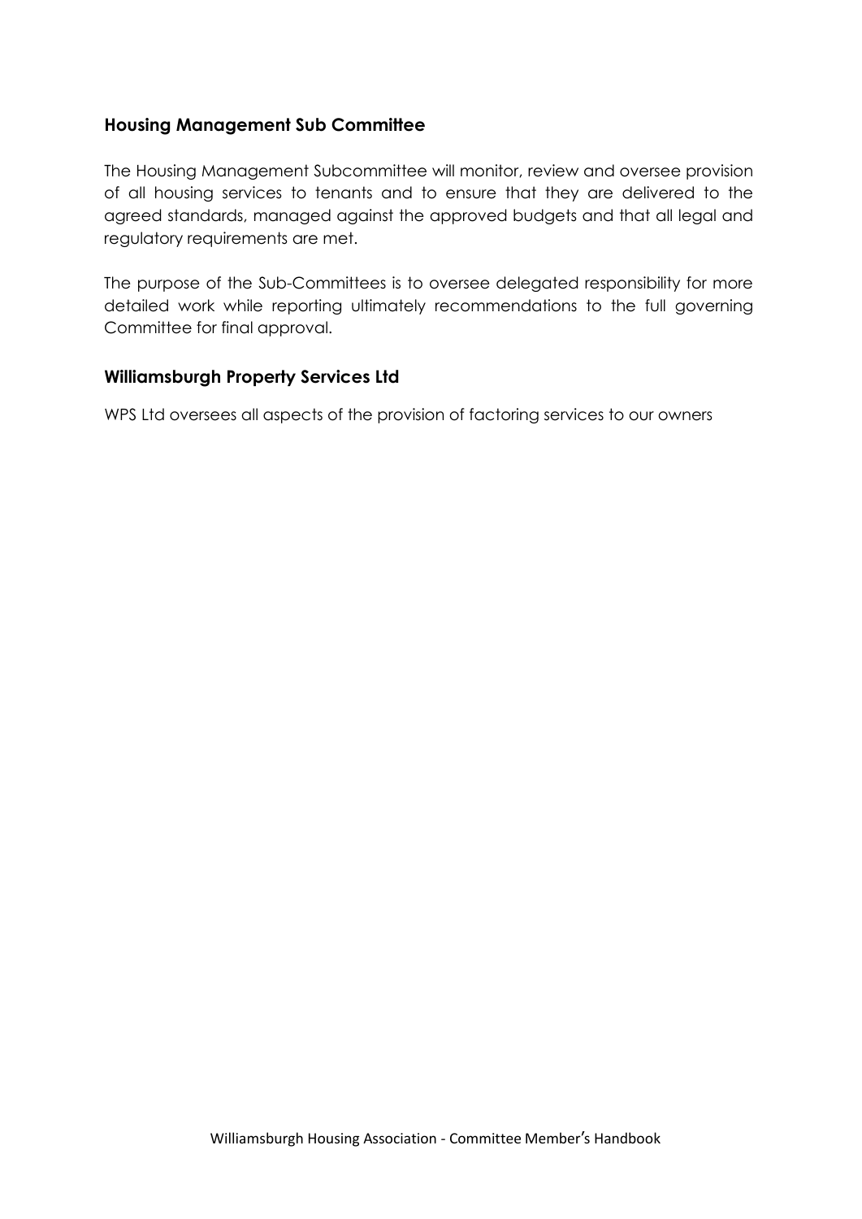## Housing Management Sub Committee

The Housing Management Subcommittee will monitor, review and oversee provision of all housing services to tenants and to ensure that they are delivered to the agreed standards, managed against the approved budgets and that all legal and regulatory requirements are met.

The purpose of the Sub-Committees is to oversee delegated responsibility for more detailed work while reporting ultimately recommendations to the full governing Committee for final approval.

## Williamsburgh Property Services Ltd

WPS Ltd oversees all aspects of the provision of factoring services to our owners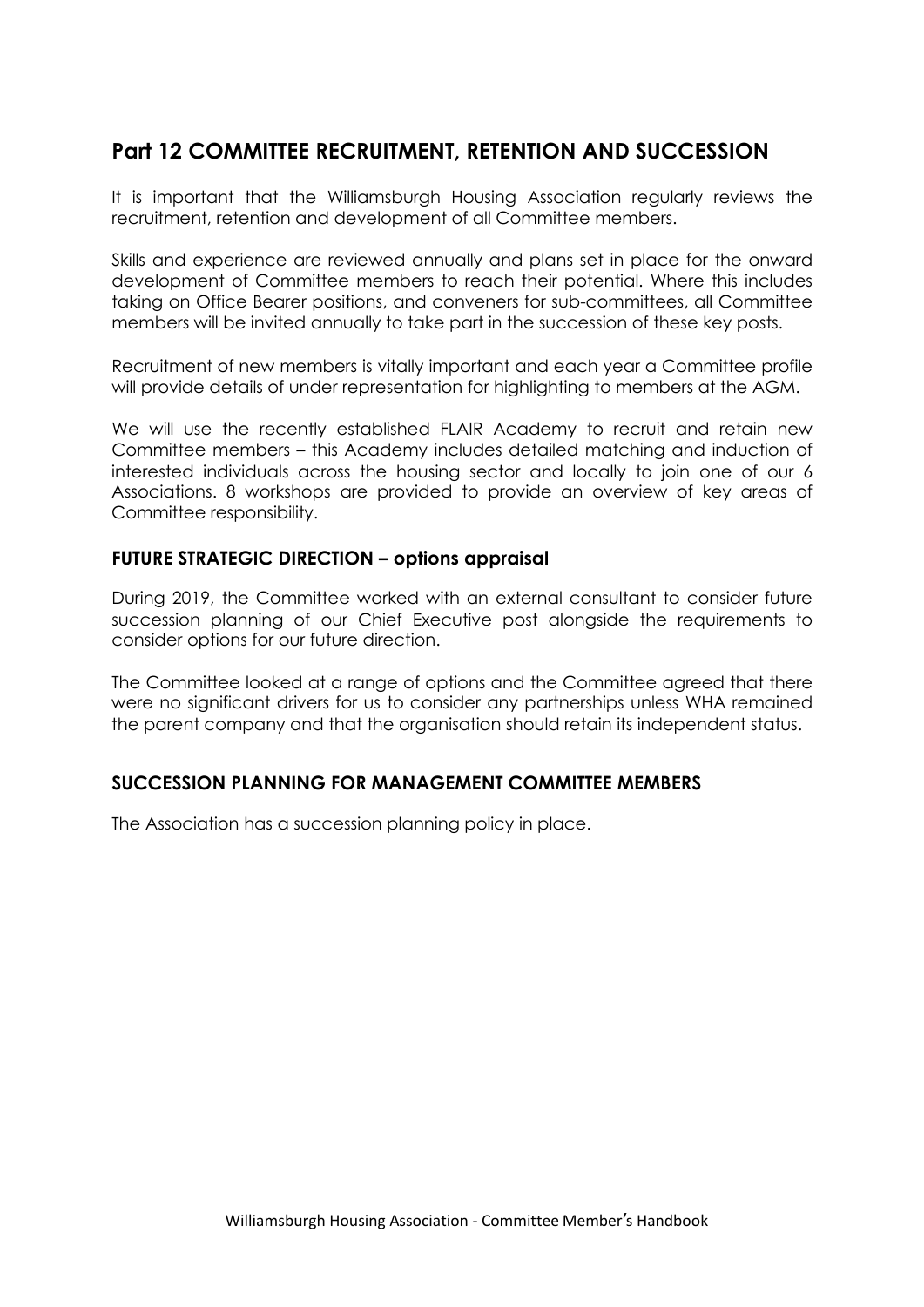## Part 12 COMMITTEE RECRUITMENT, RETENTION AND SUCCESSION

It is important that the Williamsburgh Housing Association regularly reviews the recruitment, retention and development of all Committee members.

Skills and experience are reviewed annually and plans set in place for the onward development of Committee members to reach their potential. Where this includes taking on Office Bearer positions, and conveners for sub-committees, all Committee members will be invited annually to take part in the succession of these key posts.

Recruitment of new members is vitally important and each year a Committee profile will provide details of under representation for highlighting to members at the AGM.

We will use the recently established FLAIR Academy to recruit and retain new Committee members – this Academy includes detailed matching and induction of interested individuals across the housing sector and locally to join one of our 6 Associations. 8 workshops are provided to provide an overview of key areas of Committee responsibility.

### FUTURE STRATEGIC DIRECTION – options appraisal

During 2019, the Committee worked with an external consultant to consider future succession planning of our Chief Executive post alongside the requirements to consider options for our future direction.

The Committee looked at a range of options and the Committee agreed that there were no significant drivers for us to consider any partnerships unless WHA remained the parent company and that the organisation should retain its independent status.

### SUCCESSION PLANNING FOR MANAGEMENT COMMITTEE MEMBERS

The Association has a succession planning policy in place.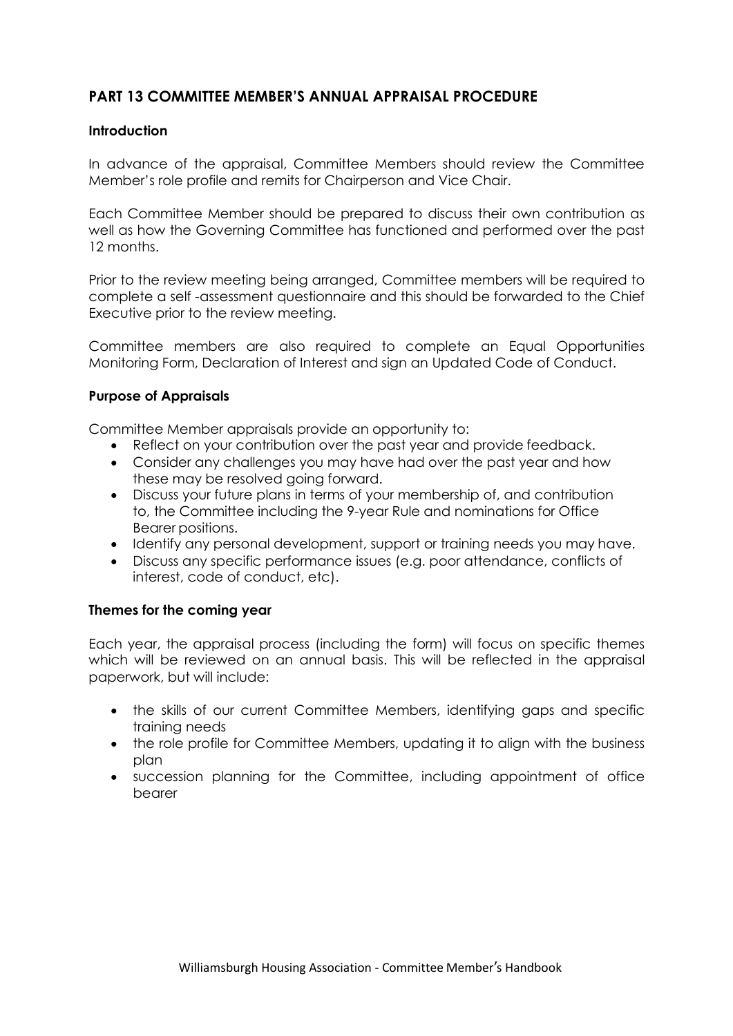## PART 13 COMMITTEE MEMBER'S ANNUAL APPRAISAL PROCEDURE

### Introduction

In advance of the appraisal, Committee Members should review the Committee Member's role profile and remits for Chairperson and Vice Chair.

Each Committee Member should be prepared to discuss their own contribution as well as how the Governing Committee has functioned and performed over the past 12 months.

Prior to the review meeting being arranged, Committee members will be required to complete a self -assessment questionnaire and this should be forwarded to the Chief Executive prior to the review meeting.

Committee members are also required to complete an Equal Opportunities Monitoring Form, Declaration of Interest and sign an Updated Code of Conduct.

### Purpose of Appraisals

Committee Member appraisals provide an opportunity to:

- Reflect on your contribution over the past year and provide feedback.
- Consider any challenges you may have had over the past year and how these may be resolved going forward.
- Discuss your future plans in terms of your membership of, and contribution to, the Committee including the 9-year Rule and nominations for Office Bearer positions.
- Identify any personal development, support or training needs you may have.
- Discuss any specific performance issues (e.g. poor attendance, conflicts of interest, code of conduct, etc).

### Themes for the coming year

Each year, the appraisal process (including the form) will focus on specific themes which will be reviewed on an annual basis. This will be reflected in the appraisal paperwork, but will include:

- the skills of our current Committee Members, identifying gaps and specific training needs
- the role profile for Committee Members, updating it to align with the business plan
- succession planning for the Committee, including appointment of office bearer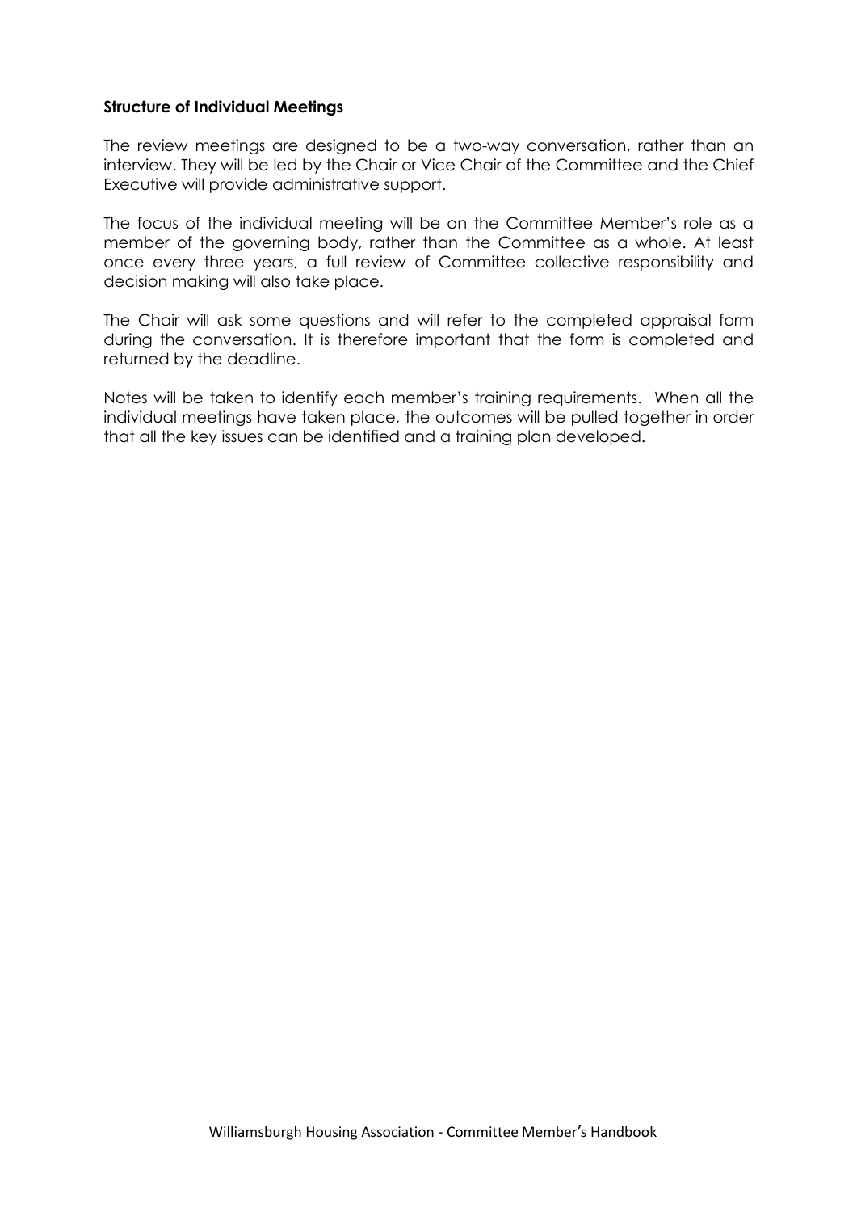**Structure of Individual Meetings**

The review meetings are designed to be a two-way conversation, rather than an interview. They will be led by the Chair or Vice Chair of the Committee and the Chief Executive will provide administrative support.

The focus of the individual meeting will be on the Committee Member's role as a member of the governing body, rather than the Committee as a whole. At least once every three years, a full review of Committee collective responsibility and decision making will also take place.

The Chair will ask some questions and will refer to the completed appraisal form during the conversation. It is therefore important that the form is completed and returned by the deadline.

Notes will be taken to identify each member's training requirements. When all the individual meetings have taken place, the outcomes will be pulled together in order that all the key issues can be identified and a training plan developed.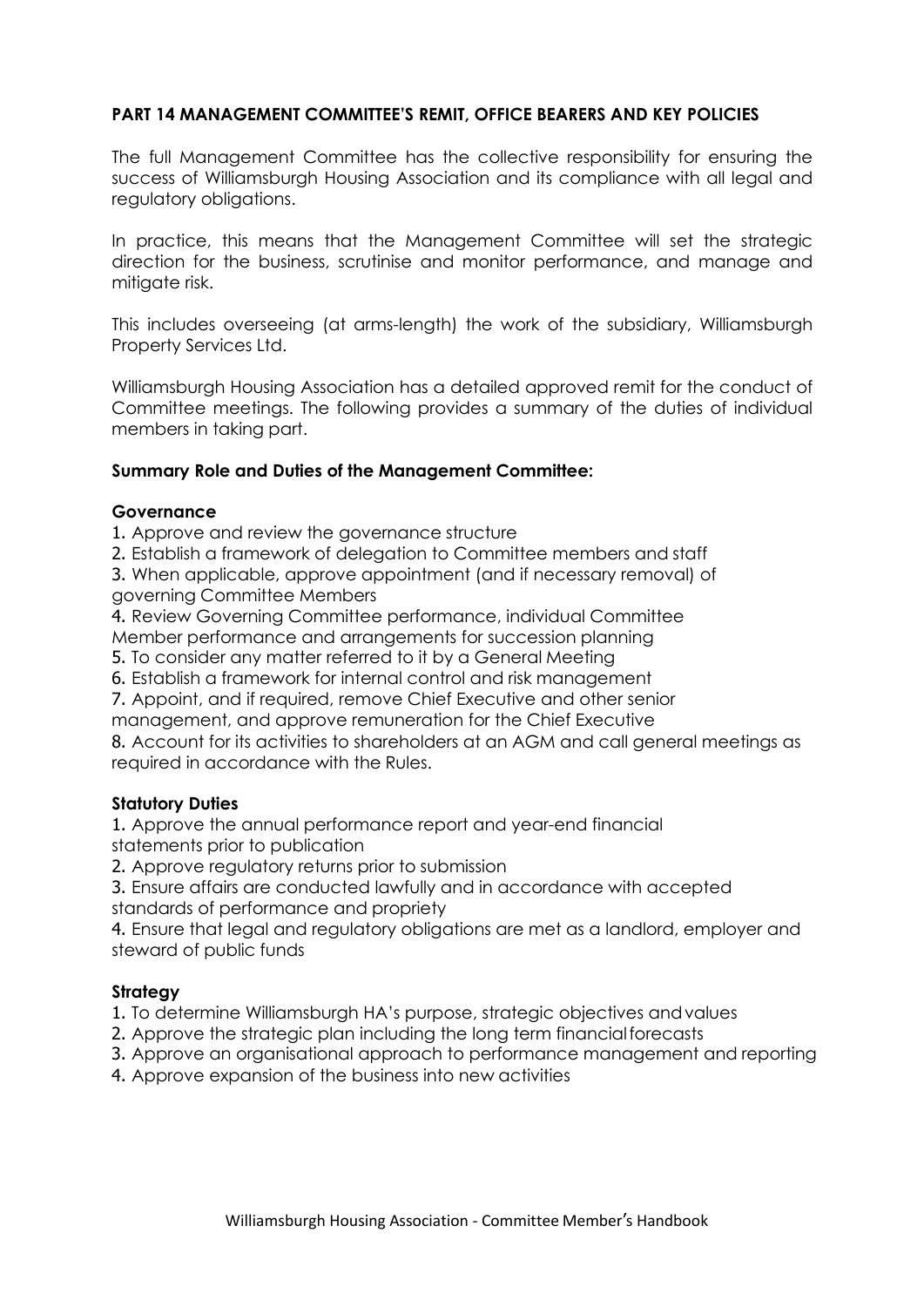**PART 14 MANAGEMENT COMMITTEE'S REMIT, OFFICE BEARERS AND KEY POLICIES**

The full Management Committee has the collective responsibility for ensuring the success of Williamsburgh Housing Association and its compliance with all legal and regulatory obligations.

In practice, this means that the Management Committee will set the strategic direction for the business, scrutinise and monitor performance, and manage and mitigate risk.

This includes overseeing (at arms-length) the work of the subsidiary, Williamsburgh Property Services Ltd.

Williamsburgh Housing Association has a detailed approved remit for the conduct of Committee meetings. The following provides a summary of the duties of individual members in taking part.

**Summary Role and Duties of the Management Committee:**

**Governance**

1. Approve and review the governance structure
2. Establish a framework of delegation to Committee members and staff
3. When applicable, approve appointment (and if necessary removal) of governing Committee Members
4. Review Governing Committee performance, individual Committee Member performance and arrangements for succession planning
5. To consider any matter referred to it by a General Meeting
6. Establish a framework for internal control and risk management
7. Appoint, and if required, remove Chief Executive and other senior management, and approve remuneration for the Chief Executive
8. Account for its activities to shareholders at an AGM and call general meetings as required in accordance with the Rules.

**Statutory Duties**

1. Approve the annual performance report and year-end financial statements prior to publication
2. Approve regulatory returns prior to submission
3. Ensure affairs are conducted lawfully and in accordance with accepted standards of performance and propriety
4. Ensure that legal and regulatory obligations are met as a landlord, employer and steward of public funds

**Strategy**

1. To determine Williamsburgh HA's purpose, strategic objectives and values
2. Approve the strategic plan including the long term financial forecasts
3. Approve an organisational approach to performance management and reporting
4. Approve expansion of the business into new activities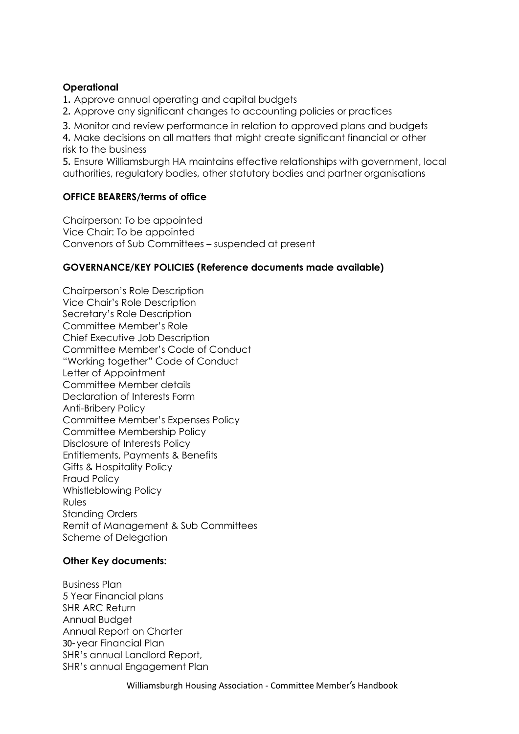**Operational**

1. Approve annual operating and capital budgets
2. Approve any significant changes to accounting policies or practices
3. Monitor and review performance in relation to approved plans and budgets
4. Make decisions on all matters that might create significant financial or other risk to the business
5. Ensure Williamsburgh HA maintains effective relationships with government, local authorities, regulatory bodies, other statutory bodies and partner organisations

**OFFICE BEARERS/terms of office**

Chairperson: To be appointed
Vice Chair: To be appointed
Convenors of Sub Committees – suspended at present

**GOVERNANCE/KEY POLICIES (Reference documents made available)**

Chairperson's Role Description
Vice Chair's Role Description
Secretary's Role Description
Committee Member's Role
Chief Executive Job Description
Committee Member's Code of Conduct
"Working together" Code of Conduct
Letter of Appointment
Committee Member details
Declaration of Interests Form
Anti-Bribery Policy
Committee Member's Expenses Policy
Committee Membership Policy
Disclosure of Interests Policy
Entitlements, Payments & Benefits
Gifts & Hospitality Policy
Fraud Policy
Whistleblowing Policy
Rules
Standing Orders
Remit of Management & Sub Committees
Scheme of Delegation

**Other Key documents:**

Business Plan
5 Year Financial plans
SHR ARC Return
Annual Budget
Annual Report on Charter
30- year Financial Plan
SHR's annual Landlord Report,
SHR's annual Engagement Plan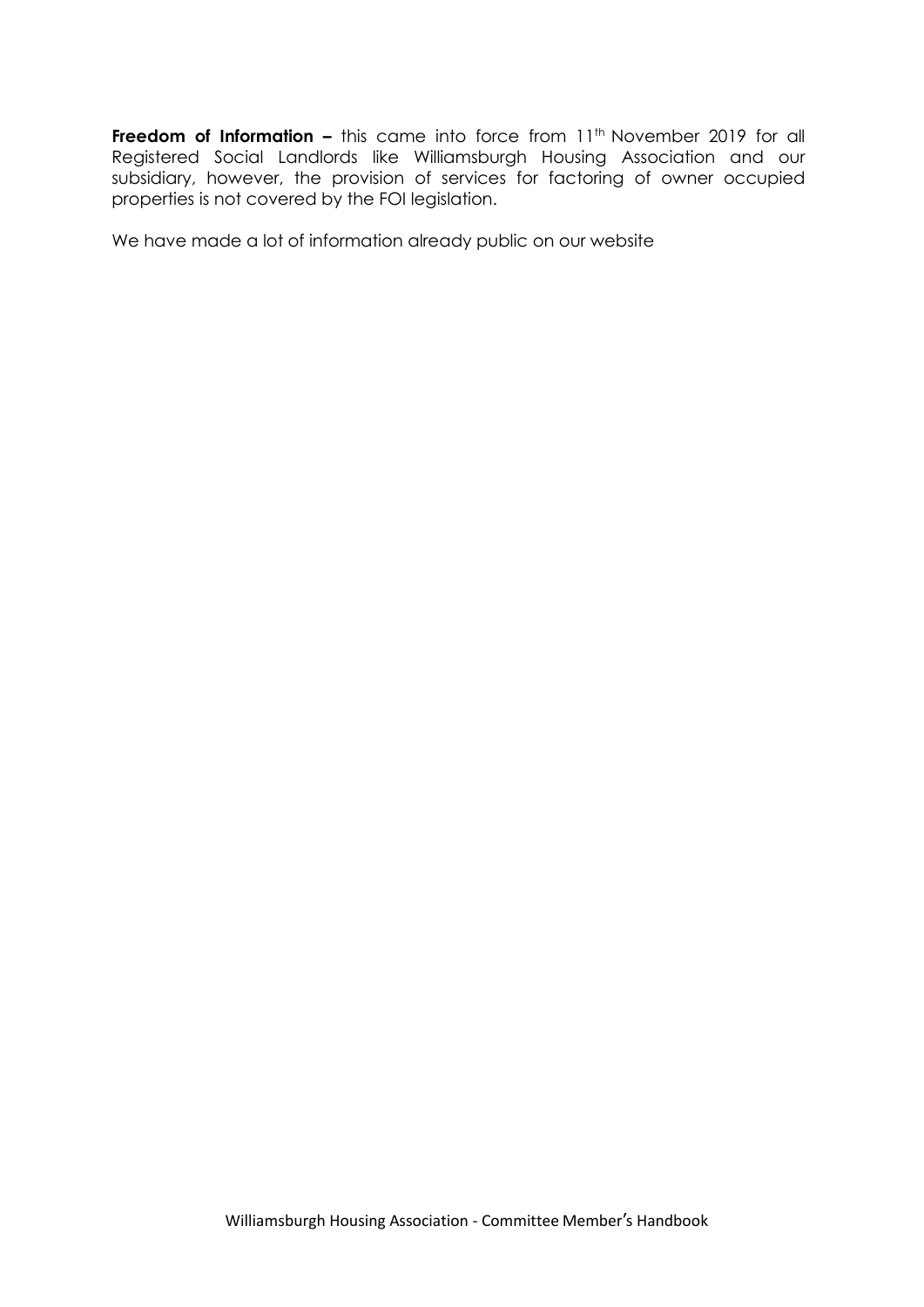**Freedom of Information –** this came into force from 11th November 2019 for all Registered Social Landlords like Williamsburgh Housing Association and our subsidiary, however, the provision of services for factoring of owner occupied properties is not covered by the FOI legislation.

We have made a lot of information already public on our website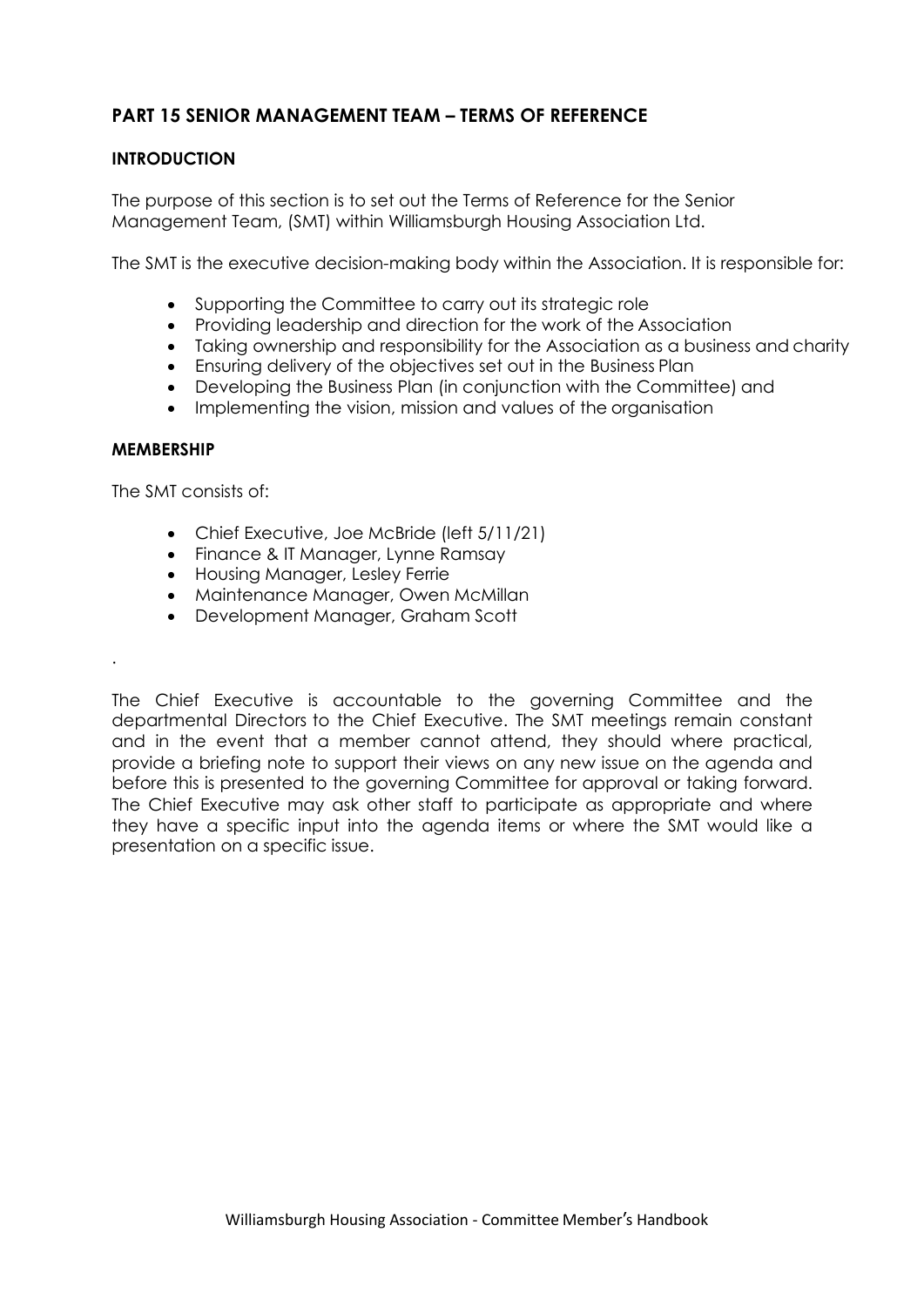## PART 15 SENIOR MANAGEMENT TEAM – TERMS OF REFERENCE

### INTRODUCTION

The purpose of this section is to set out the Terms of Reference for the Senior Management Team, (SMT) within Williamsburgh Housing Association Ltd.

The SMT is the executive decision-making body within the Association. It is responsible for:

- Supporting the Committee to carry out its strategic role
- Providing leadership and direction for the work of the Association
- Taking ownership and responsibility for the Association as a business and charity
- Ensuring delivery of the objectives set out in the Business Plan
- Developing the Business Plan (in conjunction with the Committee) and
- Implementing the vision, mission and values of the organisation

### MEMBERSHIP

The SMT consists of:

- Chief Executive, Joe McBride (left 5/11/21)
- Finance & IT Manager, Lynne Ramsay
- Housing Manager, Lesley Ferrie
- Maintenance Manager, Owen McMillan
- Development Manager, Graham Scott

.

The Chief Executive is accountable to the governing Committee and the departmental Directors to the Chief Executive. The SMT meetings remain constant and in the event that a member cannot attend, they should where practical, provide a briefing note to support their views on any new issue on the agenda and before this is presented to the governing Committee for approval or taking forward. The Chief Executive may ask other staff to participate as appropriate and where they have a specific input into the agenda items or where the SMT would like a presentation on a specific issue.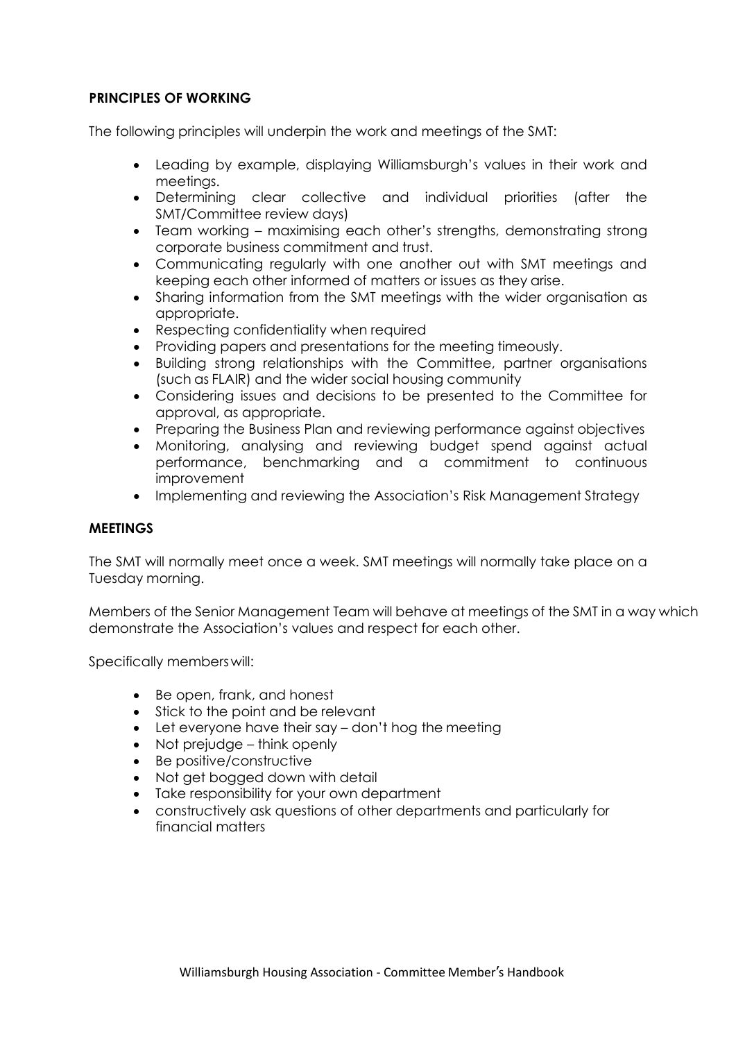**PRINCIPLES OF WORKING**

The following principles will underpin the work and meetings of the SMT:

- Leading by example, displaying Williamsburgh's values in their work and meetings.
- Determining clear collective and individual priorities (after the SMT/Committee review days)
- Team working – maximising each other's strengths, demonstrating strong corporate business commitment and trust.
- Communicating regularly with one another out with SMT meetings and keeping each other informed of matters or issues as they arise.
- Sharing information from the SMT meetings with the wider organisation as appropriate.
- Respecting confidentiality when required
- Providing papers and presentations for the meeting timeously.
- Building strong relationships with the Committee, partner organisations (such as FLAIR) and the wider social housing community
- Considering issues and decisions to be presented to the Committee for approval, as appropriate.
- Preparing the Business Plan and reviewing performance against objectives
- Monitoring, analysing and reviewing budget spend against actual performance, benchmarking and a commitment to continuous improvement
- Implementing and reviewing the Association's Risk Management Strategy

**MEETINGS**

The SMT will normally meet once a week. SMT meetings will normally take place on a Tuesday morning.

Members of the Senior Management Team will behave at meetings of the SMT in a way which demonstrate the Association's values and respect for each other.

Specifically members will:

- Be open, frank, and honest
- Stick to the point and be relevant
- Let everyone have their say – don't hog the meeting
- Not prejudge – think openly
- Be positive/constructive
- Not get bogged down with detail
- Take responsibility for your own department
- constructively ask questions of other departments and particularly for financial matters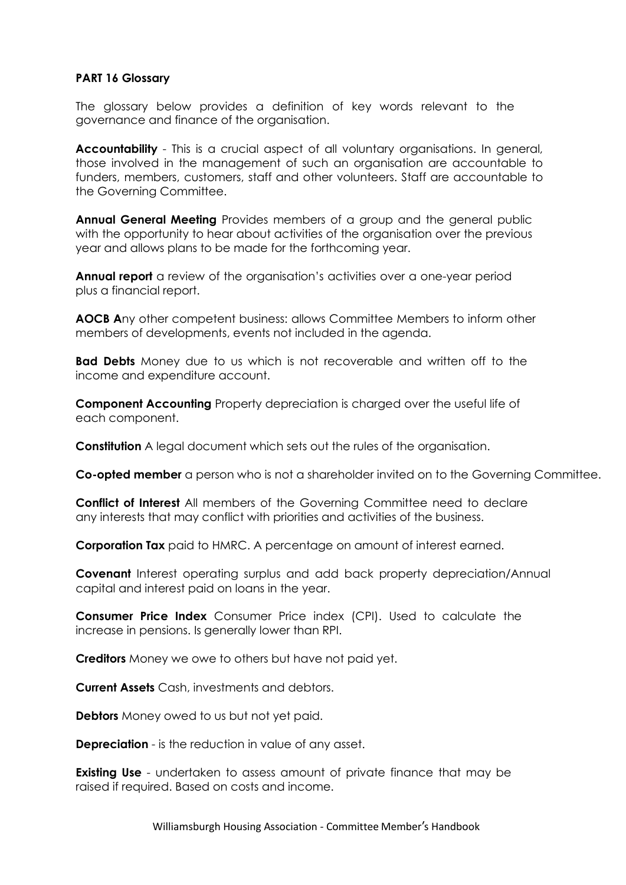**PART 16 Glossary**

The glossary below provides a definition of key words relevant to the governance and finance of the organisation.

**Accountability** - This is a crucial aspect of all voluntary organisations. In general, those involved in the management of such an organisation are accountable to funders, members, customers, staff and other volunteers. Staff are accountable to the Governing Committee.

**Annual General Meeting** Provides members of a group and the general public with the opportunity to hear about activities of the organisation over the previous year and allows plans to be made for the forthcoming year.

**Annual report** a review of the organisation's activities over a one-year period plus a financial report.

**AOCB A**ny other competent business: allows Committee Members to inform other members of developments, events not included in the agenda.

**Bad Debts** Money due to us which is not recoverable and written off to the income and expenditure account.

**Component Accounting** Property depreciation is charged over the useful life of each component.

**Constitution** A legal document which sets out the rules of the organisation.

**Co-opted member** a person who is not a shareholder invited on to the Governing Committee.

**Conflict of Interest** All members of the Governing Committee need to declare any interests that may conflict with priorities and activities of the business.

**Corporation Tax** paid to HMRC. A percentage on amount of interest earned.

**Covenant** Interest operating surplus and add back property depreciation/Annual capital and interest paid on loans in the year.

**Consumer Price Index** Consumer Price index (CPI). Used to calculate the increase in pensions. Is generally lower than RPI.

**Creditors** Money we owe to others but have not paid yet.

**Current Assets** Cash, investments and debtors.

**Debtors** Money owed to us but not yet paid.

**Depreciation** - is the reduction in value of any asset.

**Existing Use** - undertaken to assess amount of private finance that may be raised if required. Based on costs and income.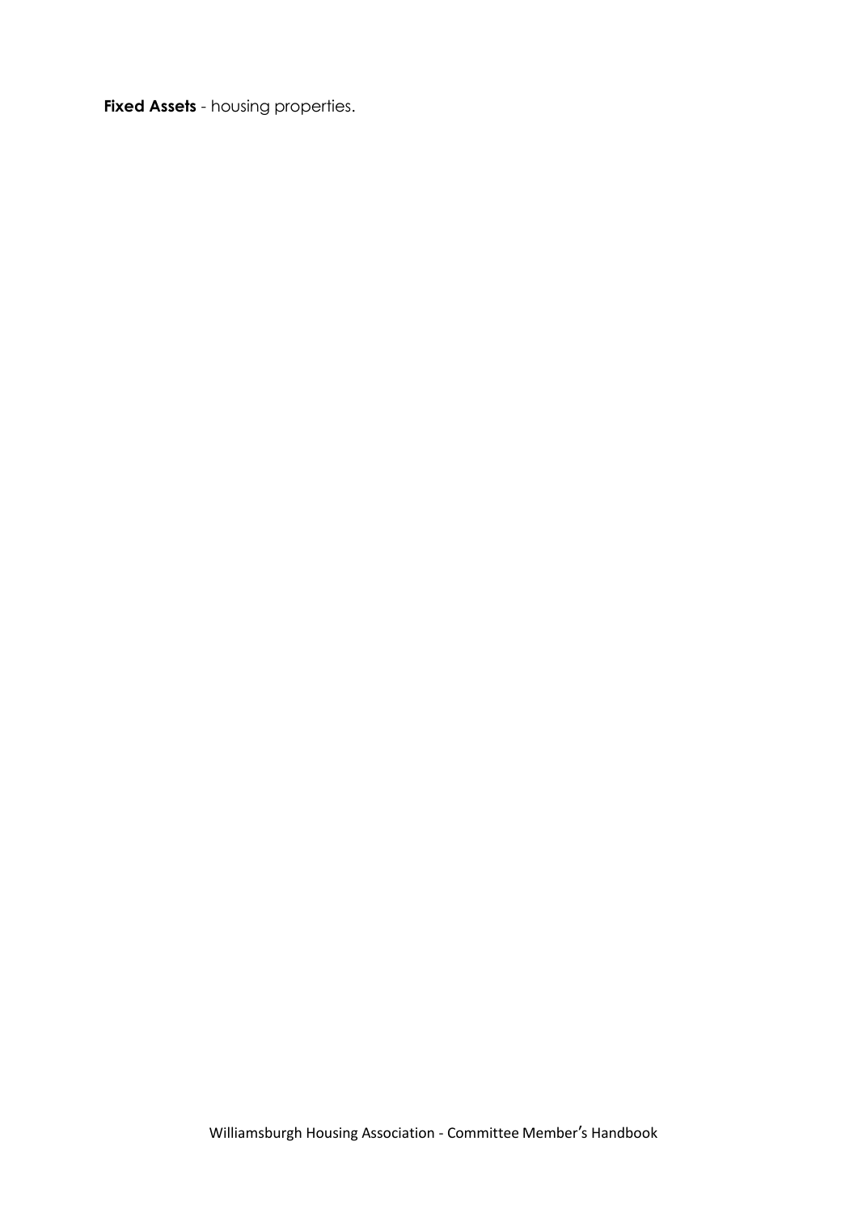**Fixed Assets** - housing properties.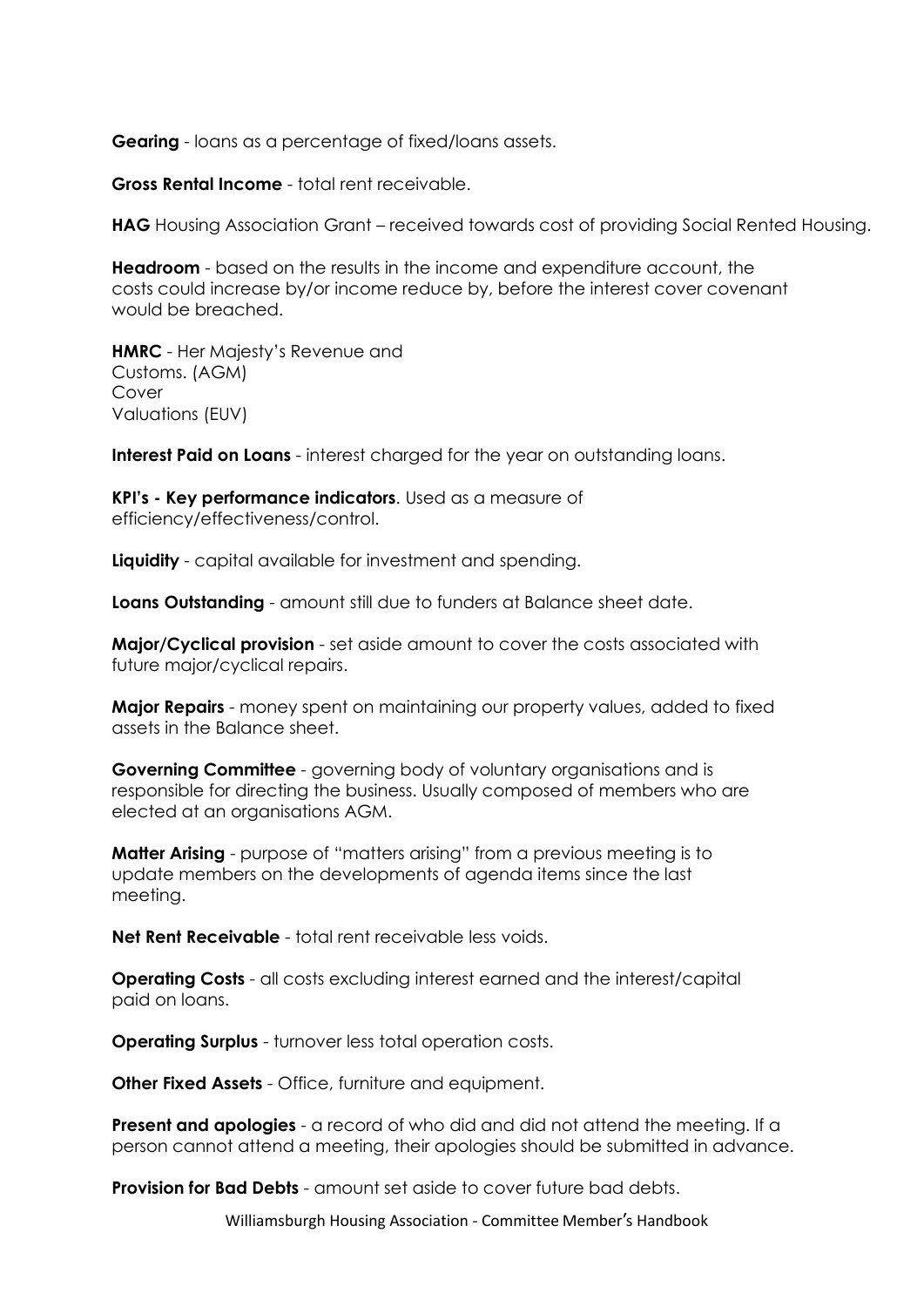**Gearing** - loans as a percentage of fixed/loans assets.

**Gross Rental Income** - total rent receivable.

**HAG** Housing Association Grant – received towards cost of providing Social Rented Housing.

**Headroom** - based on the results in the income and expenditure account, the costs could increase by/or income reduce by, before the interest cover covenant would be breached.

**HMRC** - Her Majesty's Revenue and Customs. (AGM)
Cover
Valuations (EUV)

**Interest Paid on Loans** - interest charged for the year on outstanding loans.

**KPI's - Key performance indicators**. Used as a measure of efficiency/effectiveness/control.

**Liquidity** - capital available for investment and spending.

**Loans Outstanding** - amount still due to funders at Balance sheet date.

**Major/Cyclical provision** - set aside amount to cover the costs associated with future major/cyclical repairs.

**Major Repairs** - money spent on maintaining our property values, added to fixed assets in the Balance sheet.

**Governing Committee** - governing body of voluntary organisations and is responsible for directing the business. Usually composed of members who are elected at an organisations AGM.

**Matter Arising** - purpose of "matters arising" from a previous meeting is to update members on the developments of agenda items since the last meeting.

**Net Rent Receivable** - total rent receivable less voids.

**Operating Costs** - all costs excluding interest earned and the interest/capital paid on loans.

**Operating Surplus** - turnover less total operation costs.

**Other Fixed Assets** - Office, furniture and equipment.

**Present and apologies** - a record of who did and did not attend the meeting. If a person cannot attend a meeting, their apologies should be submitted in advance.

**Provision for Bad Debts** - amount set aside to cover future bad debts.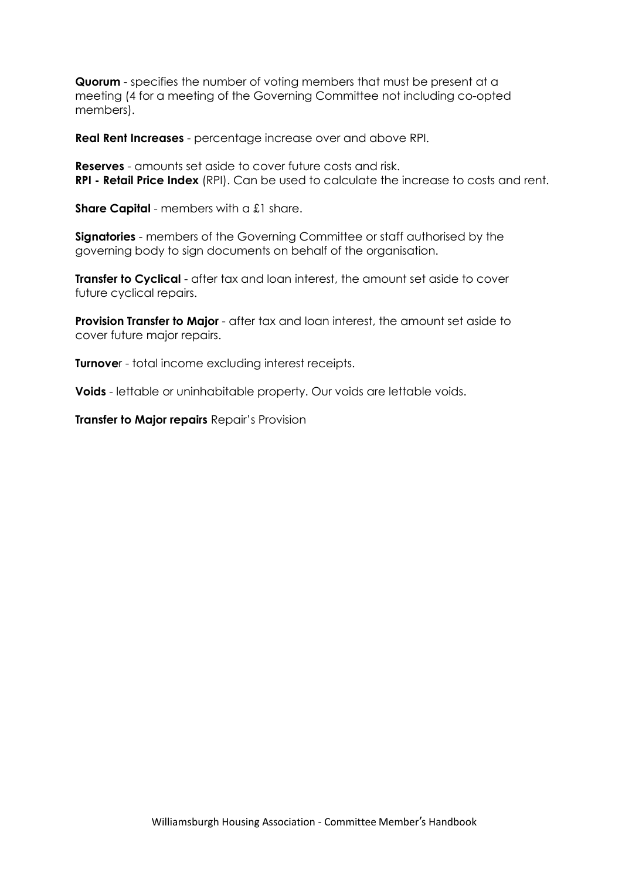**Quorum** - specifies the number of voting members that must be present at a meeting (4 for a meeting of the Governing Committee not including co-opted members).

**Real Rent Increases** - percentage increase over and above RPI.

**Reserves** - amounts set aside to cover future costs and risk.
**RPI - Retail Price Index** (RPI). Can be used to calculate the increase to costs and rent.

**Share Capital** - members with a £1 share.

**Signatories** - members of the Governing Committee or staff authorised by the governing body to sign documents on behalf of the organisation.

**Transfer to Cyclical** - after tax and loan interest, the amount set aside to cover future cyclical repairs.

**Provision Transfer to Major** - after tax and loan interest, the amount set aside to cover future major repairs.

**Turnove**r - total income excluding interest receipts.

**Voids** - lettable or uninhabitable property. Our voids are lettable voids.

**Transfer to Major repairs** Repair's Provision